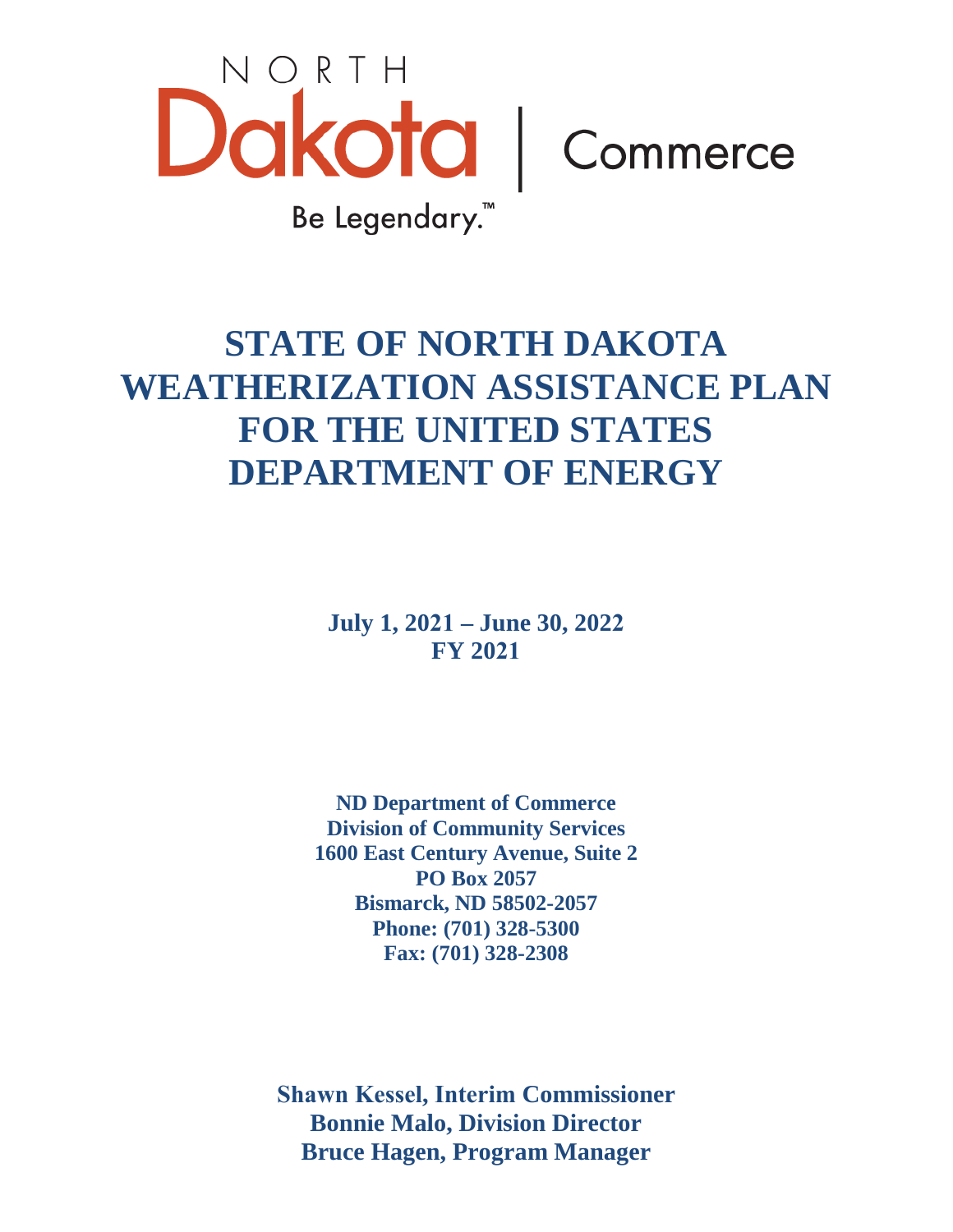NORTH

Dakota | Commerce

Be Legendary.™

# STATE OF NORTH DAKOTA WEATHERIZATION ASSISTANCE PLAN FOR THE UNITED STATES DEPARTMENT OF ENERGY

**July 1, 2021 – June 30, 2022**
**FY 2021**

**ND Department of Commerce**
**Division of Community Services**
**1600 East Century Avenue, Suite 2**
**PO Box 2057**
**Bismarck, ND 58502-2057**
**Phone: (701) 328-5300**
**Fax: (701) 328-2308**

**Shawn Kessel, Interim Commissioner**
**Bonnie Malo, Division Director**
**Bruce Hagen, Program Manager**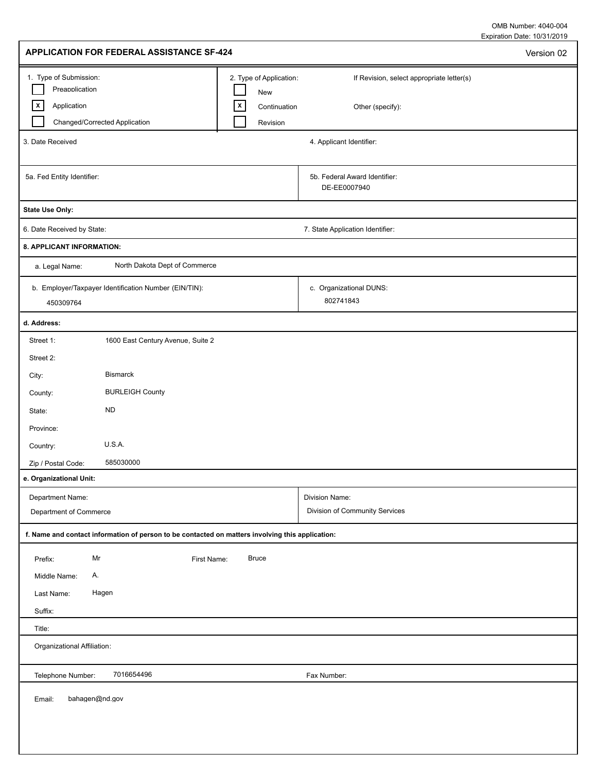OMB Number: 4040-004
Expiration Date: 10/31/2019

# APPLICATION FOR FEDERAL ASSISTANCE SF-424

Version 02

| 1. Type of Submission: | 2. Type of Application: | If Revision, select appropriate letter(s) |
|---|---|---|
| ☐ Preapplication | ☐ New | |
| ☒ Application | ☒ Continuation | Other (specify): |
| ☐ Changed/Corrected Application | ☐ Revision | |

| 3. Date Received | 4. Applicant Identifier: |
|---|---|
| | |

| 5a. Fed Entity Identifier: | 5b. Federal Award Identifier: DE-EE0007940 |
|---|---|

**State Use Only:**

| 6. Date Received by State: | 7. State Application Identifier: |
|---|---|

**8. APPLICANT INFORMATION:**

a. Legal Name: North Dakota Dept of Commerce

| b. Employer/Taxpayer Identification Number (EIN/TIN): 450309764 | c. Organizational DUNS: 802741843 |
|---|---|

**d. Address:**

- Street 1: 1600 East Century Avenue, Suite 2
- Street 2:
- City: Bismarck
- County: BURLEIGH County
- State: ND
- Province:
- Country: U.S.A.
- Zip / Postal Code: 585030000

**e. Organizational Unit:**

| Department Name: | Division Name: |
|---|---|
| Department of Commerce | Division of Community Services |

**f. Name and contact information of person to be contacted on matters involving this application:**

- Prefix: Mr
- First Name: Bruce
- Middle Name: A.
- Last Name: Hagen
- Suffix:
- Title:
- Organizational Affiliation:
- Telephone Number: 7016654496
- Fax Number:
- Email: bahagen@nd.gov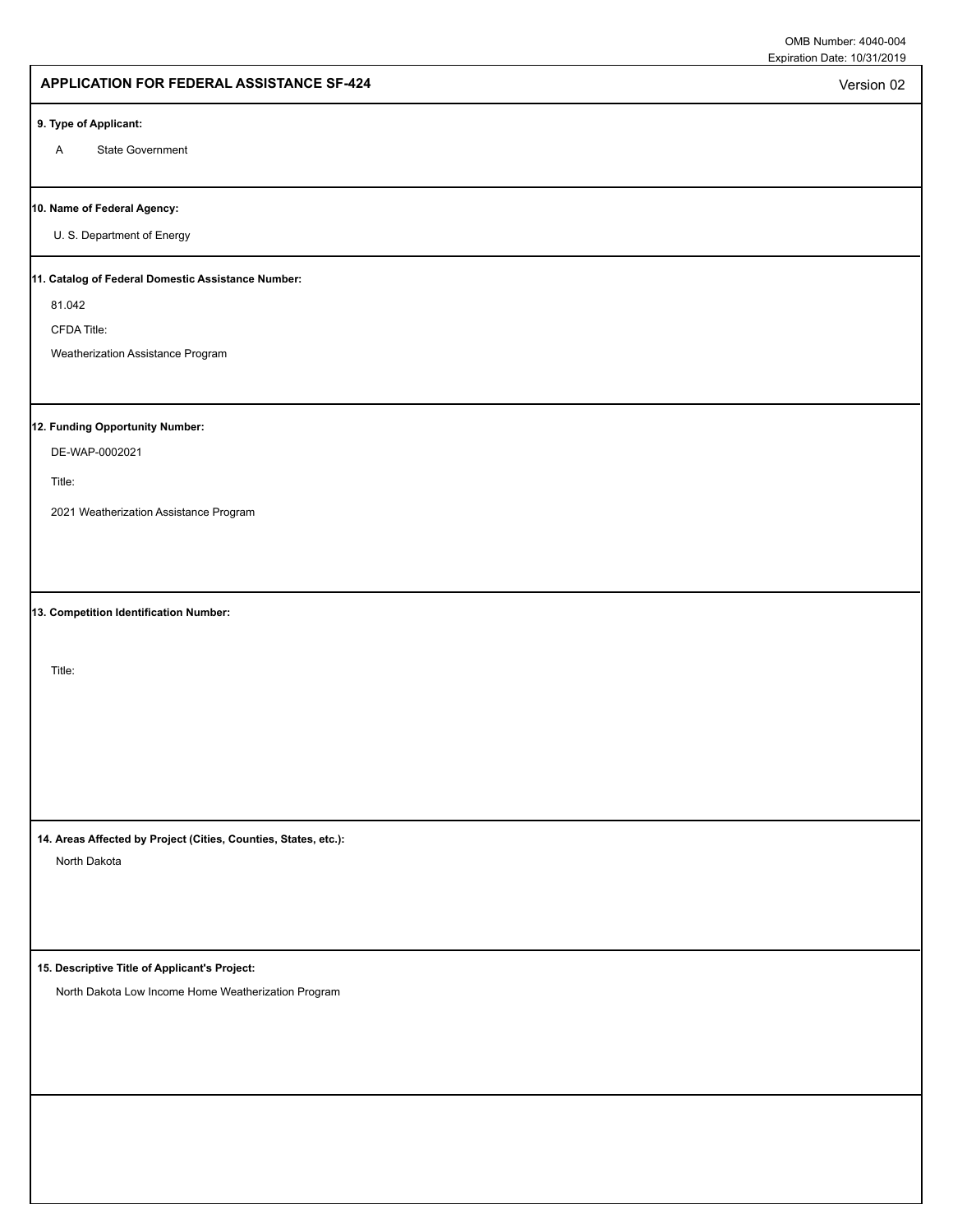OMB Number: 4040-004
Expiration Date: 10/31/2019

## APPLICATION FOR FEDERAL ASSISTANCE SF-424

Version 02

**9. Type of Applicant:**

A State Government

**10. Name of Federal Agency:**

U. S. Department of Energy

**11. Catalog of Federal Domestic Assistance Number:**

81.042

CFDA Title:

Weatherization Assistance Program

**12. Funding Opportunity Number:**

DE-WAP-0002021

Title:

2021 Weatherization Assistance Program

**13. Competition Identification Number:**

Title:

**14. Areas Affected by Project (Cities, Counties, States, etc.):**

North Dakota

**15. Descriptive Title of Applicant's Project:**

North Dakota Low Income Home Weatherization Program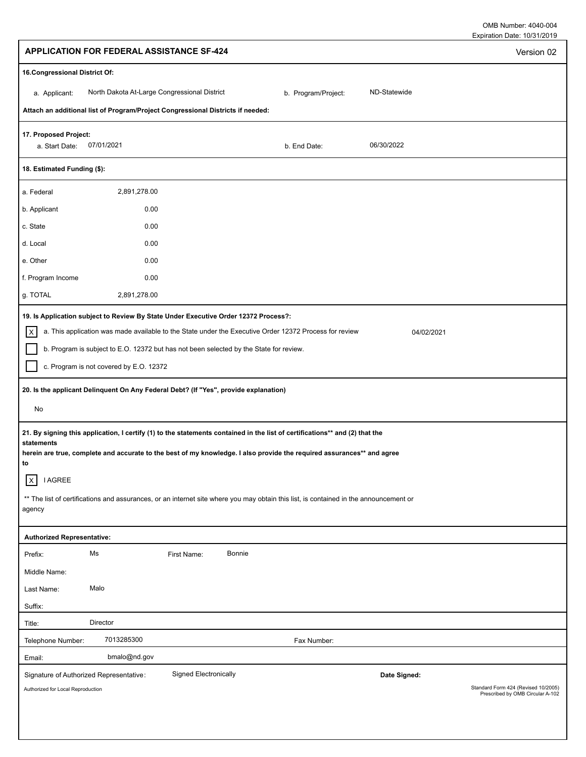OMB Number: 4040-004
Expiration Date: 10/31/2019

## APPLICATION FOR FEDERAL ASSISTANCE SF-424

Version 02

**16.Congressional District Of:**

a. Applicant: North Dakota At-Large Congressional District

b. Program/Project: ND-Statewide

**Attach an additional list of Program/Project Congressional Districts if needed:**

**17. Proposed Project:**

a. Start Date: 07/01/2021

b. End Date: 06/30/2022

**18. Estimated Funding ($):**

| | |
|---|---|
| a. Federal | 2,891,278.00 |
| b. Applicant | 0.00 |
| c. State | 0.00 |
| d. Local | 0.00 |
| e. Other | 0.00 |
| f. Program Income | 0.00 |
| g. TOTAL | 2,891,278.00 |

**19. Is Application subject to Review By State Under Executive Order 12372 Process?:**

[X] a. This application was made available to the State under the Executive Order 12372 Process for review 04/02/2021

[ ] b. Program is subject to E.O. 12372 but has not been selected by the State for review.

[ ] c. Program is not covered by E.O. 12372

**20. Is the applicant Delinquent On Any Federal Debt? (If "Yes", provide explanation)**

No

**21. By signing this application, I certify (1) to the statements contained in the list of certifications\*\* and (2) that the statements herein are true, complete and accurate to the best of my knowledge. I also provide the required assurances\*\* and agree to**

[X] I AGREE

\*\* The list of certifications and assurances, or an internet site where you may obtain this list, is contained in the announcement or agency

**Authorized Representative:**

Prefix: Ms

First Name: Bonnie

Middle Name:

Last Name: Malo

Suffix:

Title: Director

Telephone Number: 7013285300

Fax Number:

Email: bmalo@nd.gov

Signature of Authorized Representative: Signed Electronically

**Date Signed:**

Authorized for Local Reproduction

Standard Form 424 (Revised 10/2005)
Prescribed by OMB Circular A-102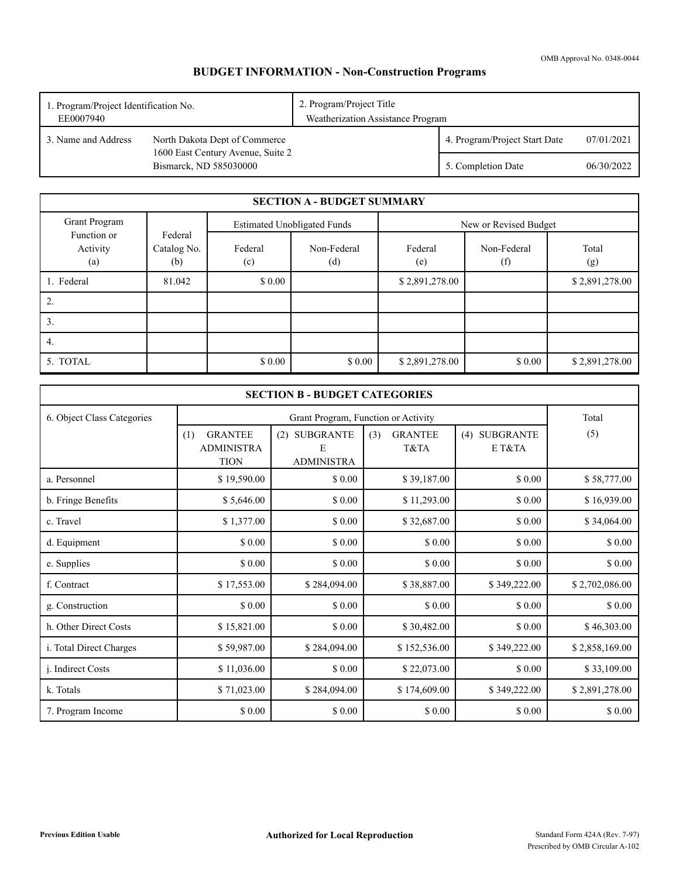OMB Approval No. 0348-0044

# BUDGET INFORMATION - Non-Construction Programs

| 1. Program/Project Identification No. EE0007940 | 2. Program/Project Title Weatherization Assistance Program | |
|---|---|---|
| 3. Name and Address: North Dakota Dept of Commerce, 1600 East Century Avenue, Suite 2, Bismarck, ND 585030000 | 4. Program/Project Start Date | 07/01/2021 |
| | 5. Completion Date | 06/30/2022 |

## SECTION A - BUDGET SUMMARY

| Grant Program Function or Activity (a) | Federal Catalog No. (b) | Estimated Unobligated Funds | | New or Revised Budget | | |
|---|---|---|---|---|---|---|
| | | Federal (c) | Non-Federal (d) | Federal (e) | Non-Federal (f) | Total (g) |
| 1. Federal | 81.042 | $ 0.00 | | $ 2,891,278.00 | | $ 2,891,278.00 |
| 2. | | | | | | |
| 3. | | | | | | |
| 4. | | | | | | |
| 5. TOTAL | | $ 0.00 | $ 0.00 | $ 2,891,278.00 | $ 0.00 | $ 2,891,278.00 |

## SECTION B - BUDGET CATEGORIES

| 6. Object Class Categories | Grant Program, Function or Activity | | | | Total |
|---|---|---|---|---|---|
| | (1) GRANTEE ADMINISTRATION | (2) SUBGRANTEE ADMINISTRA | (3) GRANTEE T&TA | (4) SUBGRANTEE T&TA | (5) |
| a. Personnel | $ 19,590.00 | $ 0.00 | $ 39,187.00 | $ 0.00 | $ 58,777.00 |
| b. Fringe Benefits | $ 5,646.00 | $ 0.00 | $ 11,293.00 | $ 0.00 | $ 16,939.00 |
| c. Travel | $ 1,377.00 | $ 0.00 | $ 32,687.00 | $ 0.00 | $ 34,064.00 |
| d. Equipment | $ 0.00 | $ 0.00 | $ 0.00 | $ 0.00 | $ 0.00 |
| e. Supplies | $ 0.00 | $ 0.00 | $ 0.00 | $ 0.00 | $ 0.00 |
| f. Contract | $ 17,553.00 | $ 284,094.00 | $ 38,887.00 | $ 349,222.00 | $ 2,702,086.00 |
| g. Construction | $ 0.00 | $ 0.00 | $ 0.00 | $ 0.00 | $ 0.00 |
| h. Other Direct Costs | $ 15,821.00 | $ 0.00 | $ 30,482.00 | $ 0.00 | $ 46,303.00 |
| i. Total Direct Charges | $ 59,987.00 | $ 284,094.00 | $ 152,536.00 | $ 349,222.00 | $ 2,858,169.00 |
| j. Indirect Costs | $ 11,036.00 | $ 0.00 | $ 22,073.00 | $ 0.00 | $ 33,109.00 |
| k. Totals | $ 71,023.00 | $ 284,094.00 | $ 174,609.00 | $ 349,222.00 | $ 2,891,278.00 |
| 7. Program Income | $ 0.00 | $ 0.00 | $ 0.00 | $ 0.00 | $ 0.00 |

**Previous Edition Usable** | **Authorized for Local Reproduction** | Standard Form 424A (Rev. 7-97) Prescribed by OMB Circular A-102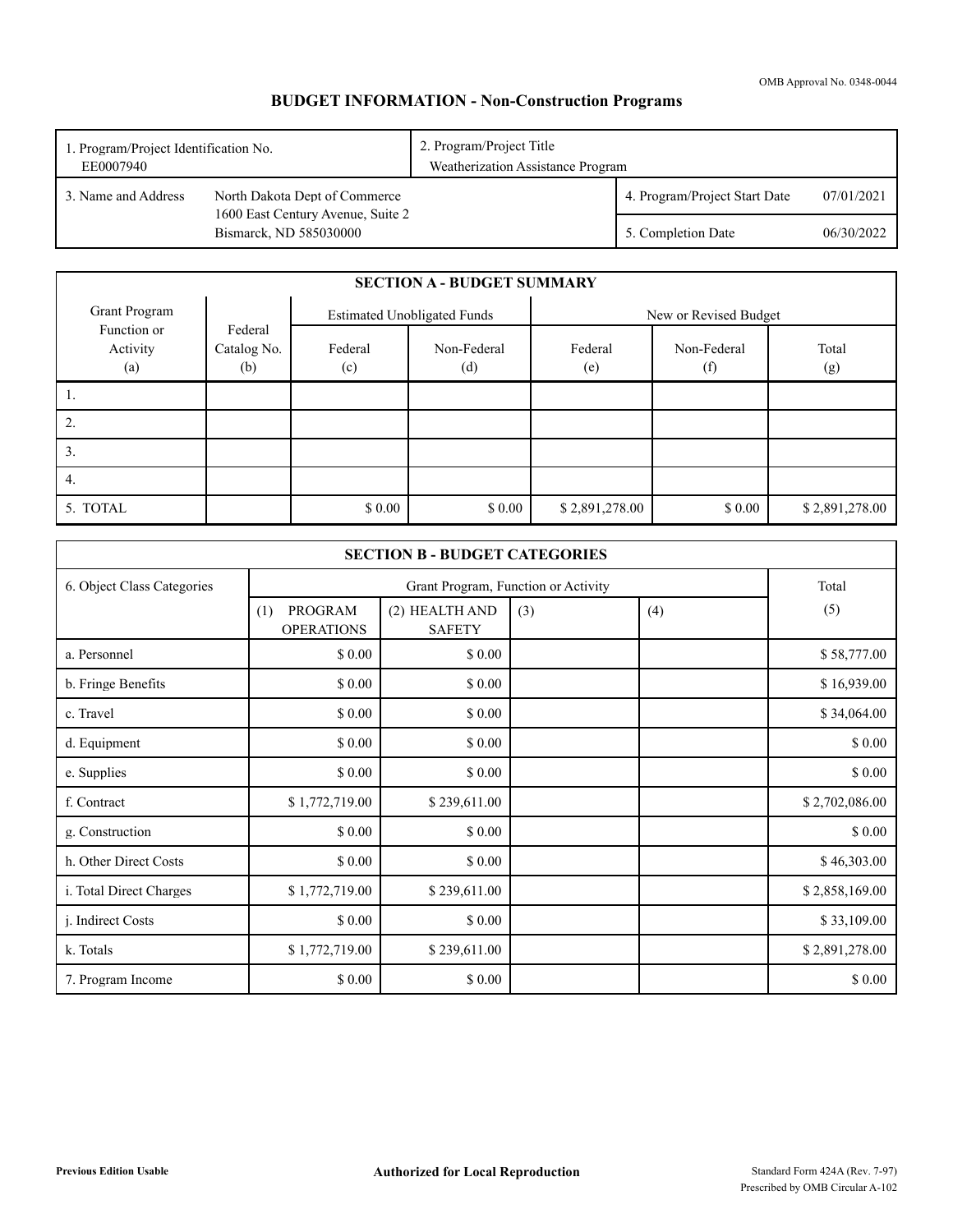OMB Approval No. 0348-0044

# BUDGET INFORMATION - Non-Construction Programs

| 1. Program/Project Identification No. | 2. Program/Project Title | | |
|---|---|---|---|
| EE0007940 | Weatherization Assistance Program | | |
| 3. Name and Address | North Dakota Dept of Commerce<br>1600 East Century Avenue, Suite 2<br>Bismarck, ND 585030000 | 4. Program/Project Start Date | 07/01/2021 |
| | | 5. Completion Date | 06/30/2022 |

## SECTION A - BUDGET SUMMARY

| Grant Program Function or Activity (a) | Federal Catalog No. (b) | Estimated Unobligated Funds | | New or Revised Budget | | |
|---|---|---|---|---|---|---|
| | | Federal (c) | Non-Federal (d) | Federal (e) | Non-Federal (f) | Total (g) |
| 1. | | | | | | |
| 2. | | | | | | |
| 3. | | | | | | |
| 4. | | | | | | |
| 5. TOTAL | | $ 0.00 | $ 0.00 | $ 2,891,278.00 | $ 0.00 | $ 2,891,278.00 |

## SECTION B - BUDGET CATEGORIES

| 6. Object Class Categories | Grant Program, Function or Activity | | | | Total |
|---|---|---|---|---|---|
| | (1) PROGRAM OPERATIONS | (2) HEALTH AND SAFETY | (3) | (4) | (5) |
| a. Personnel | $ 0.00 | $ 0.00 | | | $ 58,777.00 |
| b. Fringe Benefits | $ 0.00 | $ 0.00 | | | $ 16,939.00 |
| c. Travel | $ 0.00 | $ 0.00 | | | $ 34,064.00 |
| d. Equipment | $ 0.00 | $ 0.00 | | | $ 0.00 |
| e. Supplies | $ 0.00 | $ 0.00 | | | $ 0.00 |
| f. Contract | $ 1,772,719.00 | $ 239,611.00 | | | $ 2,702,086.00 |
| g. Construction | $ 0.00 | $ 0.00 | | | $ 0.00 |
| h. Other Direct Costs | $ 0.00 | $ 0.00 | | | $ 46,303.00 |
| i. Total Direct Charges | $ 1,772,719.00 | $ 239,611.00 | | | $ 2,858,169.00 |
| j. Indirect Costs | $ 0.00 | $ 0.00 | | | $ 33,109.00 |
| k. Totals | $ 1,772,719.00 | $ 239,611.00 | | | $ 2,891,278.00 |
| 7. Program Income | $ 0.00 | $ 0.00 | | | $ 0.00 |

**Previous Edition Usable** **Authorized for Local Reproduction** Standard Form 424A (Rev. 7-97) Prescribed by OMB Circular A-102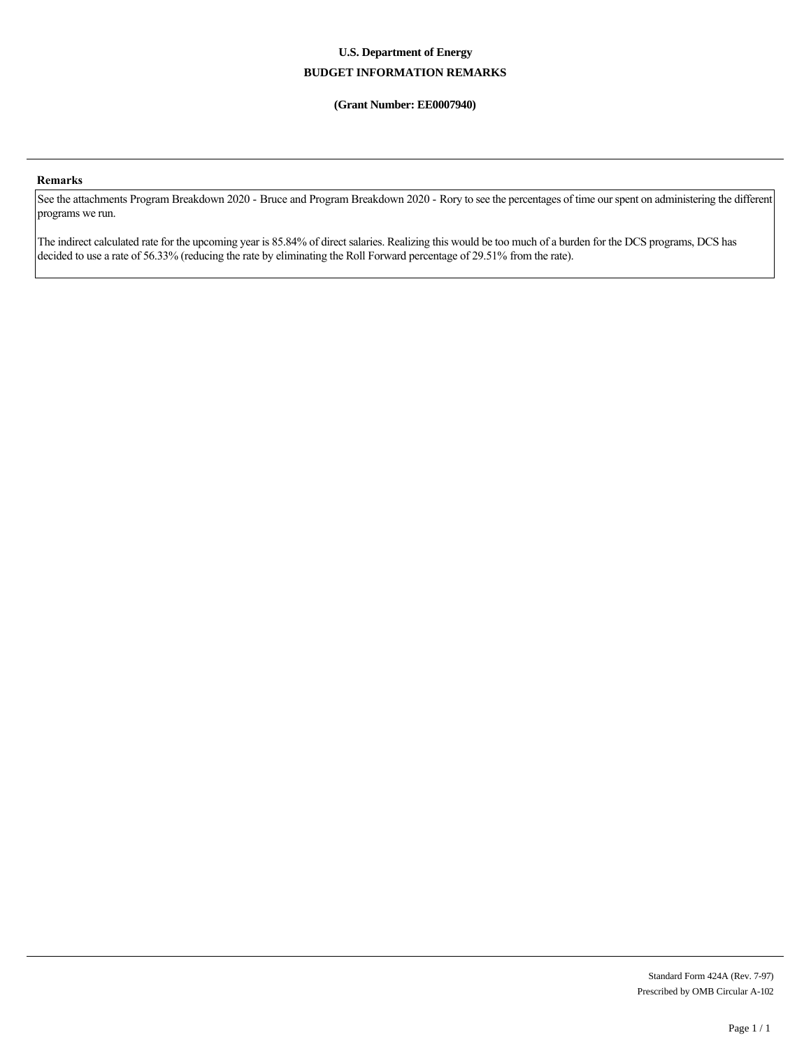**U.S. Department of Energy**

**BUDGET INFORMATION REMARKS**

**(Grant Number: EE0007940)**

---

**Remarks**

See the attachments Program Breakdown 2020 - Bruce and Program Breakdown 2020 - Rory to see the percentages of time our spent on administering the different programs we run.

The indirect calculated rate for the upcoming year is 85.84% of direct salaries. Realizing this would be too much of a burden for the DCS programs, DCS has decided to use a rate of 56.33% (reducing the rate by eliminating the Roll Forward percentage of 29.51% from the rate).

---

Standard Form 424A (Rev. 7-97)
Prescribed by OMB Circular A-102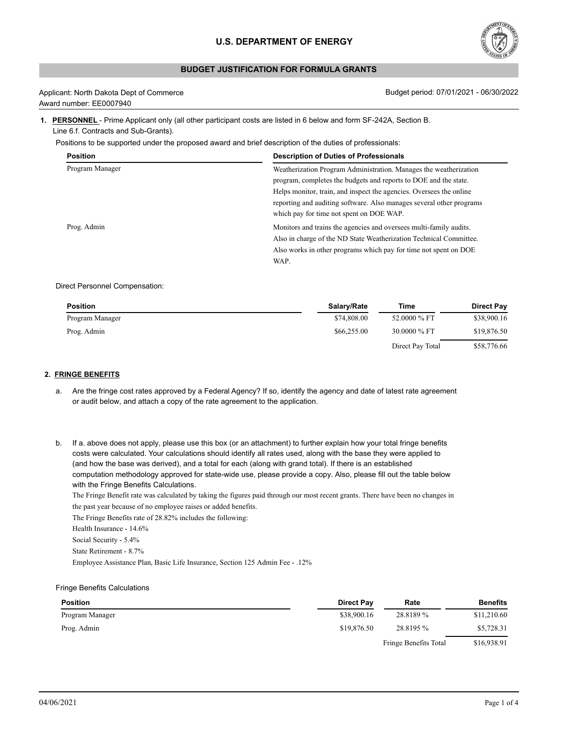# U.S. DEPARTMENT OF ENERGY

## BUDGET JUSTIFICATION FOR FORMULA GRANTS

Applicant: North Dakota Dept of Commerce
Award number: EE0007940

Budget period: 07/01/2021 - 06/30/2022

**1. PERSONNEL** - Prime Applicant only (all other participant costs are listed in 6 below and form SF-242A, Section B. Line 6.f. Contracts and Sub-Grants).

Positions to be supported under the proposed award and brief description of the duties of professionals:

| Position | Description of Duties of Professionals |
|---|---|
| Program Manager | Weatherization Program Administration. Manages the weatherization program, completes the budgets and reports to DOE and the state. Helps monitor, train, and inspect the agencies. Oversees the online reporting and auditing software. Also manages several other programs which pay for time not spent on DOE WAP. |
| Prog. Admin | Monitors and trains the agencies and oversees multi-family audits. Also in charge of the ND State Weatherization Technical Committee. Also works in other programs which pay for time not spent on DOE WAP. |

Direct Personnel Compensation:

| Position | Salary/Rate | Time | Direct Pay |
|---|---|---|---|
| Program Manager | $74,808.00 | 52.0000 % FT | $38,900.16 |
| Prog. Admin | $66,255.00 | 30.0000 % FT | $19,876.50 |
| | | Direct Pay Total | $58,776.66 |

**2. FRINGE BENEFITS**

a. Are the fringe cost rates approved by a Federal Agency? If so, identify the agency and date of latest rate agreement or audit below, and attach a copy of the rate agreement to the application.

b. If a. above does not apply, please use this box (or an attachment) to further explain how your total fringe benefits costs were calculated. Your calculations should identify all rates used, along with the base they were applied to (and how the base was derived), and a total for each (along with grand total). If there is an established computation methodology approved for state-wide use, please provide a copy. Also, please fill out the table below with the Fringe Benefits Calculations.

The Fringe Benefit rate was calculated by taking the figures paid through our most recent grants. There have been no changes in the past year because of no employee raises or added benefits.

The Fringe Benefits rate of 28.82% includes the following:

Health Insurance - 14.6%

Social Security - 5.4%

State Retirement - 8.7%

Employee Assistance Plan, Basic Life Insurance, Section 125 Admin Fee - .12%

Fringe Benefits Calculations

| Position | Direct Pay | Rate | Benefits |
|---|---|---|---|
| Program Manager | $38,900.16 | 28.8189 % | $11,210.60 |
| Prog. Admin | $19,876.50 | 28.8195 % | $5,728.31 |
| | | Fringe Benefits Total | $16,938.91 |

04/06/2021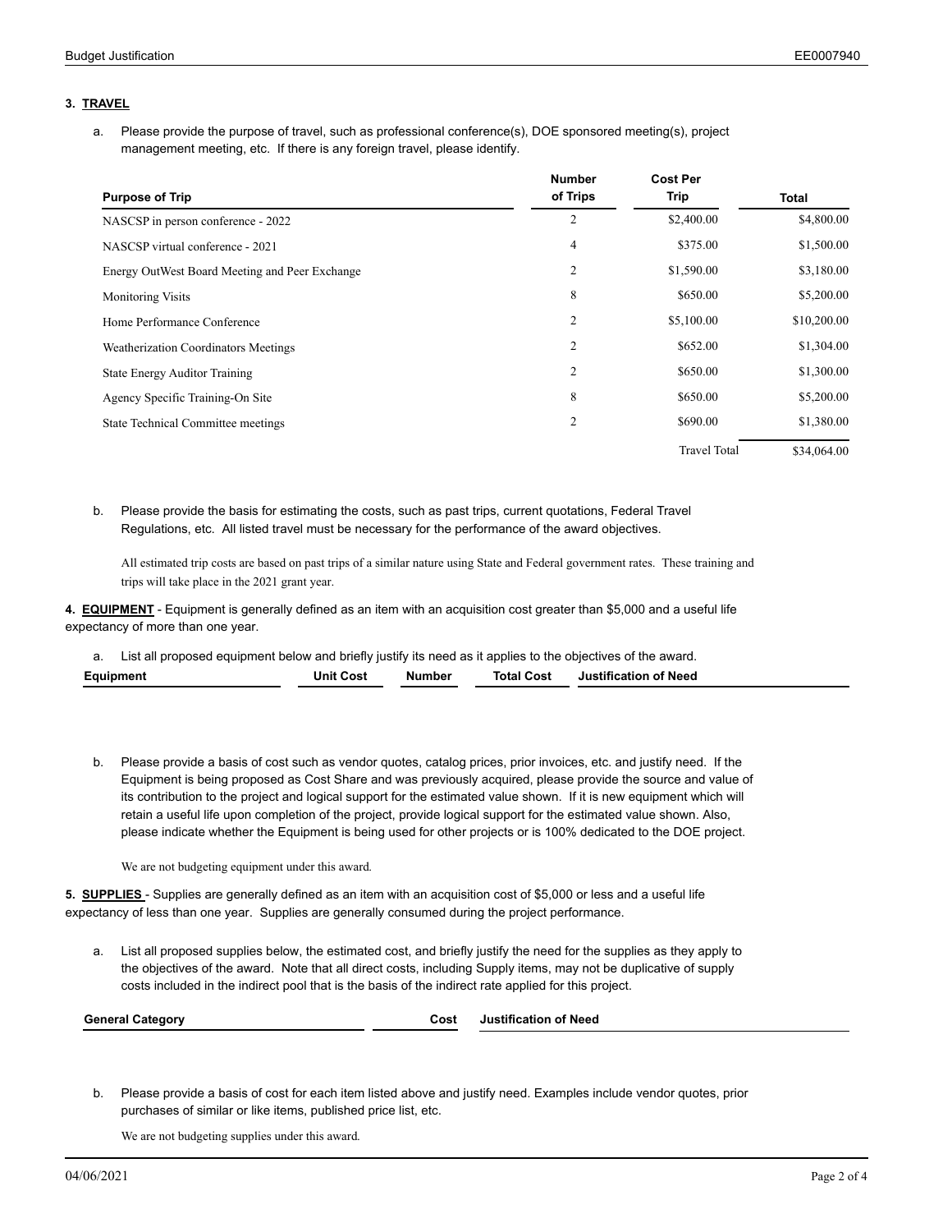### 3. TRAVEL

a. Please provide the purpose of travel, such as professional conference(s), DOE sponsored meeting(s), project management meeting, etc. If there is any foreign travel, please identify.

| Purpose of Trip | Number of Trips | Cost Per Trip | Total |
|---|---|---|---|
| NASCSP in person conference - 2022 | 2 | $2,400.00 | $4,800.00 |
| NASCSP virtual conference - 2021 | 4 | $375.00 | $1,500.00 |
| Energy OutWest Board Meeting and Peer Exchange | 2 | $1,590.00 | $3,180.00 |
| Monitoring Visits | 8 | $650.00 | $5,200.00 |
| Home Performance Conference | 2 | $5,100.00 | $10,200.00 |
| Weatherization Coordinators Meetings | 2 | $652.00 | $1,304.00 |
| State Energy Auditor Training | 2 | $650.00 | $1,300.00 |
| Agency Specific Training-On Site | 8 | $650.00 | $5,200.00 |
| State Technical Committee meetings | 2 | $690.00 | $1,380.00 |
| | | Travel Total | $34,064.00 |

b. Please provide the basis for estimating the costs, such as past trips, current quotations, Federal Travel Regulations, etc. All listed travel must be necessary for the performance of the award objectives.

All estimated trip costs are based on past trips of a similar nature using State and Federal government rates. These training and trips will take place in the 2021 grant year.

**4. EQUIPMENT** - Equipment is generally defined as an item with an acquisition cost greater than $5,000 and a useful life expectancy of more than one year.

a. List all proposed equipment below and briefly justify its need as it applies to the objectives of the award.

| Equipment | Unit Cost | Number | Total Cost | Justification of Need |
|---|---|---|---|---|

b. Please provide a basis of cost such as vendor quotes, catalog prices, prior invoices, etc. and justify need. If the Equipment is being proposed as Cost Share and was previously acquired, please provide the source and value of its contribution to the project and logical support for the estimated value shown. If it is new equipment which will retain a useful life upon completion of the project, provide logical support for the estimated value shown. Also, please indicate whether the Equipment is being used for other projects or is 100% dedicated to the DOE project.

We are not budgeting equipment under this award.

**5. SUPPLIES** - Supplies are generally defined as an item with an acquisition cost of $5,000 or less and a useful life expectancy of less than one year. Supplies are generally consumed during the project performance.

a. List all proposed supplies below, the estimated cost, and briefly justify the need for the supplies as they apply to the objectives of the award. Note that all direct costs, including Supply items, may not be duplicative of supply costs included in the indirect pool that is the basis of the indirect rate applied for this project.

| General Category | Cost | Justification of Need |
|---|---|---|

b. Please provide a basis of cost for each item listed above and justify need. Examples include vendor quotes, prior purchases of similar or like items, published price list, etc.

We are not budgeting supplies under this award.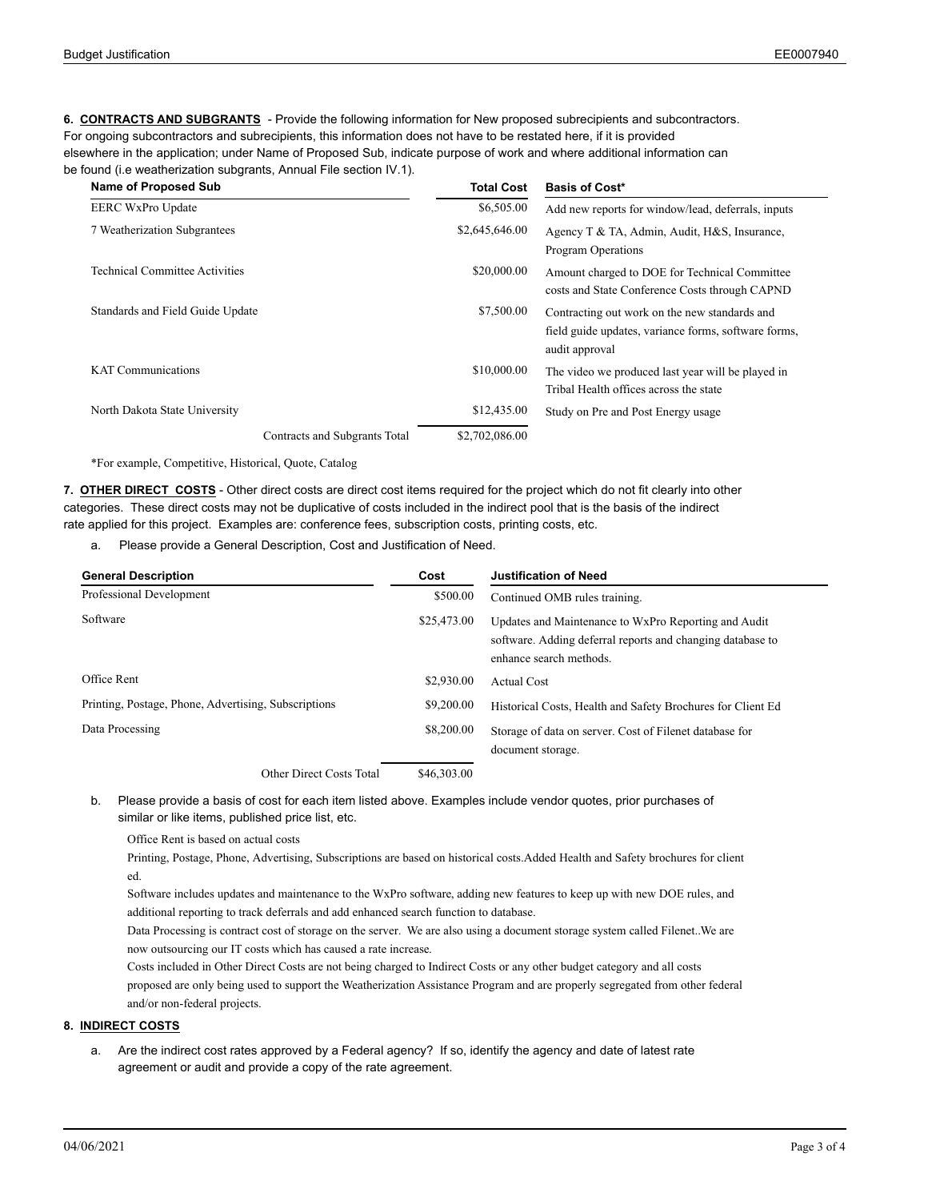**6. CONTRACTS AND SUBGRANTS** - Provide the following information for New proposed subrecipients and subcontractors. For ongoing subcontractors and subrecipients, this information does not have to be restated here, if it is provided elsewhere in the application; under Name of Proposed Sub, indicate purpose of work and where additional information can be found (i.e weatherization subgrants, Annual File section IV.1).

| Name of Proposed Sub | Total Cost | Basis of Cost* |
|---|---|---|
| EERC WxPro Update | $6,505.00 | Add new reports for window/lead, deferrals, inputs |
| 7 Weatherization Subgrantees | $2,645,646.00 | Agency T & TA, Admin, Audit, H&S, Insurance, Program Operations |
| Technical Committee Activities | $20,000.00 | Amount charged to DOE for Technical Committee costs and State Conference Costs through CAPND |
| Standards and Field Guide Update | $7,500.00 | Contracting out work on the new standards and field guide updates, variance forms, software forms, audit approval |
| KAT Communications | $10,000.00 | The video we produced last year will be played in Tribal Health offices across the state |
| North Dakota State University | $12,435.00 | Study on Pre and Post Energy usage |
| Contracts and Subgrants Total | $2,702,086.00 | |

*For example, Competitive, Historical, Quote, Catalog

**7. OTHER DIRECT COSTS** - Other direct costs are direct cost items required for the project which do not fit clearly into other categories. These direct costs may not be duplicative of costs included in the indirect pool that is the basis of the indirect rate applied for this project. Examples are: conference fees, subscription costs, printing costs, etc.

a. Please provide a General Description, Cost and Justification of Need.

| General Description | Cost | Justification of Need |
|---|---|---|
| Professional Development | $500.00 | Continued OMB rules training. |
| Software | $25,473.00 | Updates and Maintenance to WxPro Reporting and Audit software. Adding deferral reports and changing database to enhance search methods. |
| Office Rent | $2,930.00 | Actual Cost |
| Printing, Postage, Phone, Advertising, Subscriptions | $9,200.00 | Historical Costs, Health and Safety Brochures for Client Ed |
| Data Processing | $8,200.00 | Storage of data on server. Cost of Filenet database for document storage. |
| Other Direct Costs Total | $46,303.00 | |

b. Please provide a basis of cost for each item listed above. Examples include vendor quotes, prior purchases of similar or like items, published price list, etc.

Office Rent is based on actual costs

Printing, Postage, Phone, Advertising, Subscriptions are based on historical costs.Added Health and Safety brochures for client ed.

Software includes updates and maintenance to the WxPro software, adding new features to keep up with new DOE rules, and additional reporting to track deferrals and add enhanced search function to database.

Data Processing is contract cost of storage on the server. We are also using a document storage system called Filenet..We are now outsourcing our IT costs which has caused a rate increase.

Costs included in Other Direct Costs are not being charged to Indirect Costs or any other budget category and all costs proposed are only being used to support the Weatherization Assistance Program and are properly segregated from other federal and/or non-federal projects.

**8. INDIRECT COSTS**

a. Are the indirect cost rates approved by a Federal agency? If so, identify the agency and date of latest rate agreement or audit and provide a copy of the rate agreement.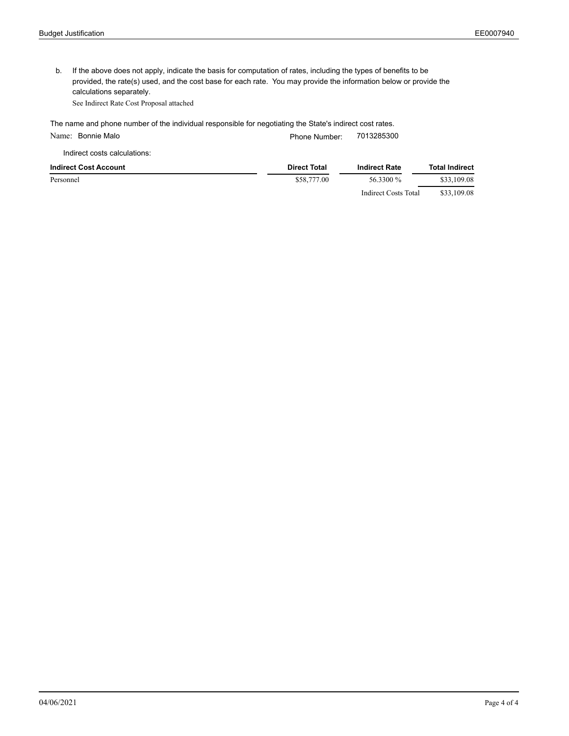b. If the above does not apply, indicate the basis for computation of rates, including the types of benefits to be provided, the rate(s) used, and the cost base for each rate. You may provide the information below or provide the calculations separately.

See Indirect Rate Cost Proposal attached

The name and phone number of the individual responsible for negotiating the State's indirect cost rates.

Name: Bonnie Malo Phone Number: 7013285300

Indirect costs calculations:

| Indirect Cost Account | Direct Total | Indirect Rate | Total Indirect |
|---|---|---|---|
| Personnel | $58,777.00 | 56.3300 % | $33,109.08 |
| | | Indirect Costs Total | $33,109.08 |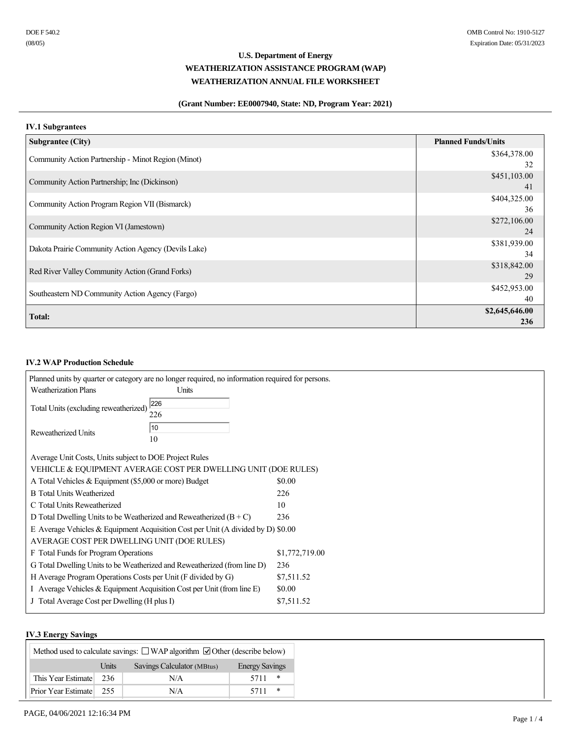DOE F 540.2
(08/05)

OMB Control No: 1910-5127
Expiration Date: 05/31/2023

# U.S. Department of Energy

## WEATHERIZATION ASSISTANCE PROGRAM (WAP)

## WEATHERIZATION ANNUAL FILE WORKSHEET

**(Grant Number: EE0007940, State: ND, Program Year: 2021)**

### IV.1 Subgrantees

| Subgrantee (City) | Planned Funds/Units |
|---|---|
| Community Action Partnership - Minot Region (Minot) | $364,378.00<br>32 |
| Community Action Partnership; Inc (Dickinson) | $451,103.00<br>41 |
| Community Action Program Region VII (Bismarck) | $404,325.00<br>36 |
| Community Action Region VI (Jamestown) | $272,106.00<br>24 |
| Dakota Prairie Community Action Agency (Devils Lake) | $381,939.00<br>34 |
| Red River Valley Community Action (Grand Forks) | $318,842.00<br>29 |
| Southeastern ND Community Action Agency (Fargo) | $452,953.00<br>40 |
| **Total:** | **$2,645,646.00**<br>**236** |

### IV.2 WAP Production Schedule

Planned units by quarter or category are no longer required, no information required for persons.

| Weatherization Plans | Units |
|---|---|
| Total Units (excluding reweatherized) | 226 |
| Reweatherized Units | 10 |

Average Unit Costs, Units subject to DOE Project Rules

VEHICLE & EQUIPMENT AVERAGE COST PER DWELLING UNIT (DOE RULES)

| | |
|---|---|
| A Total Vehicles & Equipment ($5,000 or more) Budget | $0.00 |
| B Total Units Weatherized | 226 |
| C Total Units Reweatherized | 10 |
| D Total Dwelling Units to be Weatherized and Reweatherized (B + C) | 236 |
| E Average Vehicles & Equipment Acquisition Cost per Unit (A divided by D) | $0.00 |

AVERAGE COST PER DWELLING UNIT (DOE RULES)

| | |
|---|---|
| F Total Funds for Program Operations | $1,772,719.00 |
| G Total Dwelling Units to be Weatherized and Reweatherized (from line D) | 236 |
| H Average Program Operations Costs per Unit (F divided by G) | $7,511.52 |
| I Average Vehicles & Equipment Acquisition Cost per Unit (from line E) | $0.00 |
| J Total Average Cost per Dwelling (H plus I) | $7,511.52 |

### IV.3 Energy Savings

Method used to calculate savings: ☐ WAP algorithm ☑ Other (describe below)

| | Units | Savings Calculator (MBtus) | Energy Savings |
|---|---|---|---|
| This Year Estimate | 236 | N/A | 5711 * |
| Prior Year Estimate | 255 | N/A | 5711 * |

PAGE, 04/06/2021 12:16:34 PM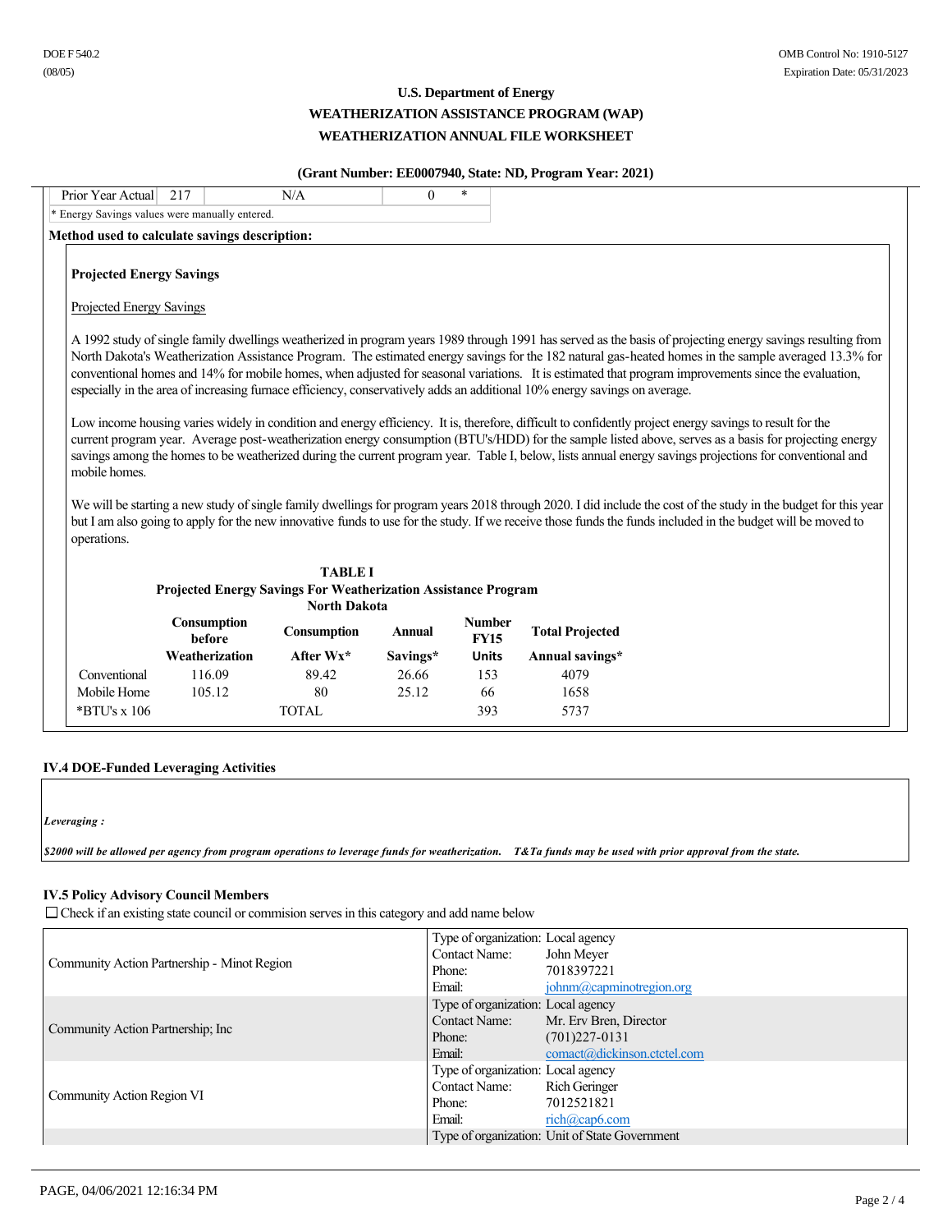**U.S. Department of Energy**

**WEATHERIZATION ASSISTANCE PROGRAM (WAP)**

**WEATHERIZATION ANNUAL FILE WORKSHEET**

**(Grant Number: EE0007940, State: ND, Program Year: 2021)**

| Prior Year Actual | 217 | N/A | 0 | * |
|---|---|---|---|---|

\* Energy Savings values were manually entered.

**Method used to calculate savings description:**

**Projected Energy Savings**

Projected Energy Savings

A 1992 study of single family dwellings weatherized in program years 1989 through 1991 has served as the basis of projecting energy savings resulting from North Dakota's Weatherization Assistance Program. The estimated energy savings for the 182 natural gas-heated homes in the sample averaged 13.3% for conventional homes and 14% for mobile homes, when adjusted for seasonal variations. It is estimated that program improvements since the evaluation, especially in the area of increasing furnace efficiency, conservatively adds an additional 10% energy savings on average.

Low income housing varies widely in condition and energy efficiency. It is, therefore, difficult to confidently project energy savings to result for the current program year. Average post-weatherization energy consumption (BTU's/HDD) for the sample listed above, serves as a basis for projecting energy savings among the homes to be weatherized during the current program year. Table I, below, lists annual energy savings projections for conventional and mobile homes.

We will be starting a new study of single family dwellings for program years 2018 through 2020. I did include the cost of the study in the budget for this year but I am also going to apply for the new innovative funds to use for the study. If we receive those funds the funds included in the budget will be moved to operations.

**TABLE I**
**Projected Energy Savings For Weatherization Assistance Program**
**North Dakota**

| | Consumption before Weatherization | Consumption After Wx* | Annual Savings* | Number FY15 Units | Total Projected Annual savings* |
|---|---|---|---|---|---|
| Conventional | 116.09 | 89.42 | 26.66 | 153 | 4079 |
| Mobile Home | 105.12 | 80 | 25.12 | 66 | 1658 |
| *BTU's x 106 | | TOTAL | | 393 | 5737 |

## IV.4 DOE-Funded Leveraging Activities

*Leveraging :*

***$2000 will be allowed per agency from program operations to leverage funds for weatherization. T&Ta funds may be used with prior approval from the state.***

## IV.5 Policy Advisory Council Members

☐ Check if an existing state council or commision serves in this category and add name below

| Organization | Details |
|---|---|
| Community Action Partnership - Minot Region | Type of organization: Local agency<br>Contact Name: John Meyer<br>Phone: 7018397221<br>Email: johnm@capminotregion.org |
| Community Action Partnership; Inc | Type of organization: Local agency<br>Contact Name: Mr. Erv Bren, Director<br>Phone: (701)227-0131<br>Email: comact@dickinson.ctctel.com |
| Community Action Region VI | Type of organization: Local agency<br>Contact Name: Rich Geringer<br>Phone: 7012521821<br>Email: rich@cap6.com |
| | Type of organization: Unit of State Government |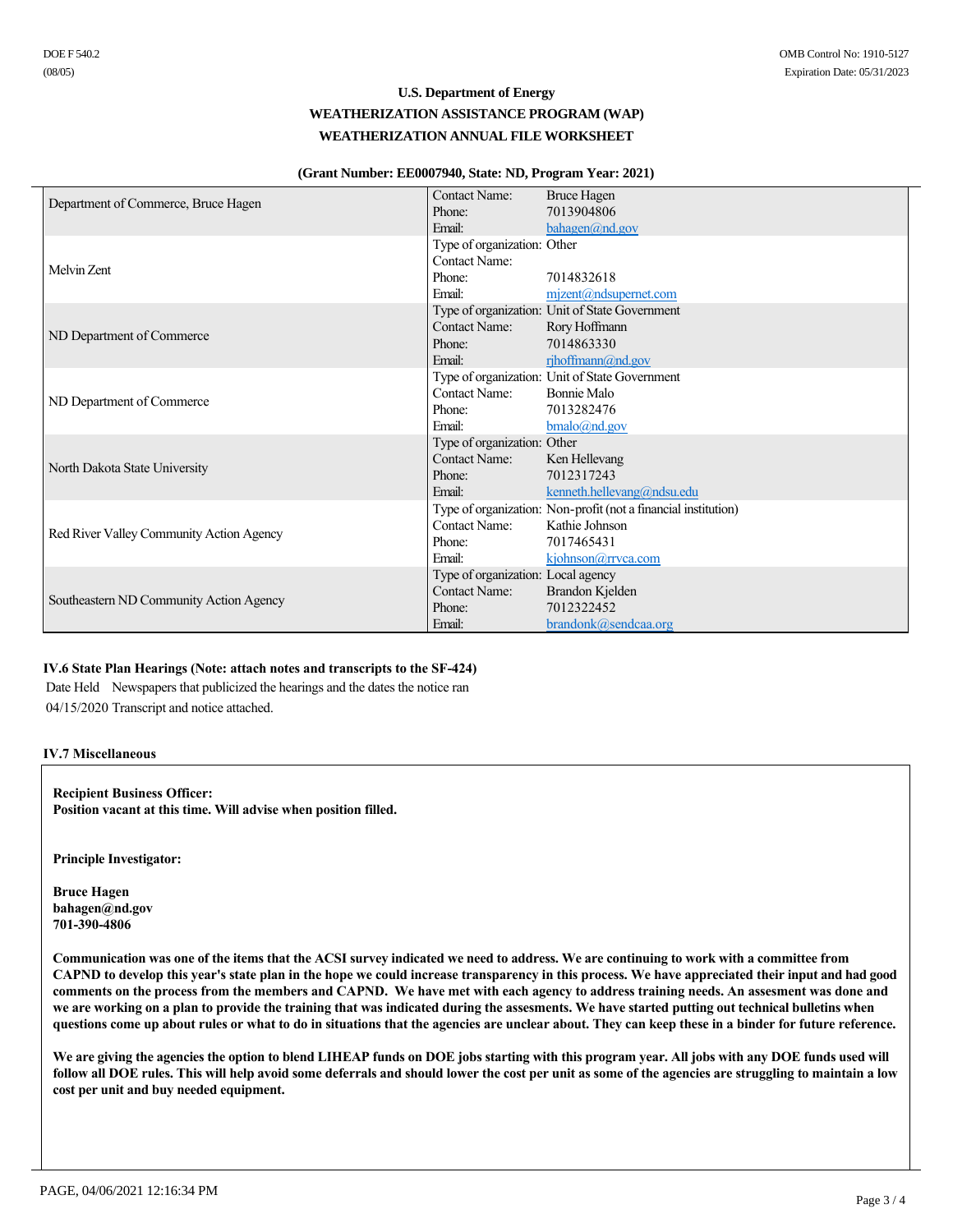DOE F 540.2
(08/05)

OMB Control No: 1910-5127
Expiration Date: 05/31/2023

## U.S. Department of Energy
## WEATHERIZATION ASSISTANCE PROGRAM (WAP)
## WEATHERIZATION ANNUAL FILE WORKSHEET

**(Grant Number: EE0007940, State: ND, Program Year: 2021)**

| Organization | Field | Value |
|---|---|---|
| Department of Commerce, Bruce Hagen | Contact Name: | Bruce Hagen |
| | Phone: | 7013904806 |
| | Email: | bahagen@nd.gov |
| Melvin Zent | Type of organization: | Other |
| | Contact Name: | |
| | Phone: | 7014832618 |
| | Email: | mjzent@ndsupernet.com |
| ND Department of Commerce | Type of organization: | Unit of State Government |
| | Contact Name: | Rory Hoffmann |
| | Phone: | 7014863330 |
| | Email: | rjhoffmann@nd.gov |
| ND Department of Commerce | Type of organization: | Unit of State Government |
| | Contact Name: | Bonnie Malo |
| | Phone: | 7013282476 |
| | Email: | bmalo@nd.gov |
| North Dakota State University | Type of organization: | Other |
| | Contact Name: | Ken Hellevang |
| | Phone: | 7012317243 |
| | Email: | kenneth.hellevang@ndsu.edu |
| Red River Valley Community Action Agency | Type of organization: | Non-profit (not a financial institution) |
| | Contact Name: | Kathie Johnson |
| | Phone: | 7017465431 |
| | Email: | kjohnson@rrvca.com |
| Southeastern ND Community Action Agency | Type of organization: | Local agency |
| | Contact Name: | Brandon Kjelden |
| | Phone: | 7012322452 |
| | Email: | brandonk@sendcaa.org |

### IV.6 State Plan Hearings (Note: attach notes and transcripts to the SF-424)

| Date Held | Newspapers that publicized the hearings and the dates the notice ran |
|---|---|
| 04/15/2020 | Transcript and notice attached. |

### IV.7 Miscellaneous

**Recipient Business Officer:**
**Position vacant at this time. Will advise when position filled.**

**Principle Investigator:**

**Bruce Hagen**
**bahagen@nd.gov**
**701-390-4806**

**Communication was one of the items that the ACSI survey indicated we need to address. We are continuing to work with a committee from CAPND to develop this year's state plan in the hope we could increase transparency in this process. We have appreciated their input and had good comments on the process from the members and CAPND. We have met with each agency to address training needs. An assesment was done and we are working on a plan to provide the training that was indicated during the assesments. We have started putting out technical bulletins when questions come up about rules or what to do in situations that the agencies are unclear about. They can keep these in a binder for future reference.**

**We are giving the agencies the option to blend LIHEAP funds on DOE jobs starting with this program year. All jobs with any DOE funds used will follow all DOE rules. This will help avoid some deferrals and should lower the cost per unit as some of the agencies are struggling to maintain a low cost per unit and buy needed equipment.**

PAGE, 04/06/2021 12:16:34 PM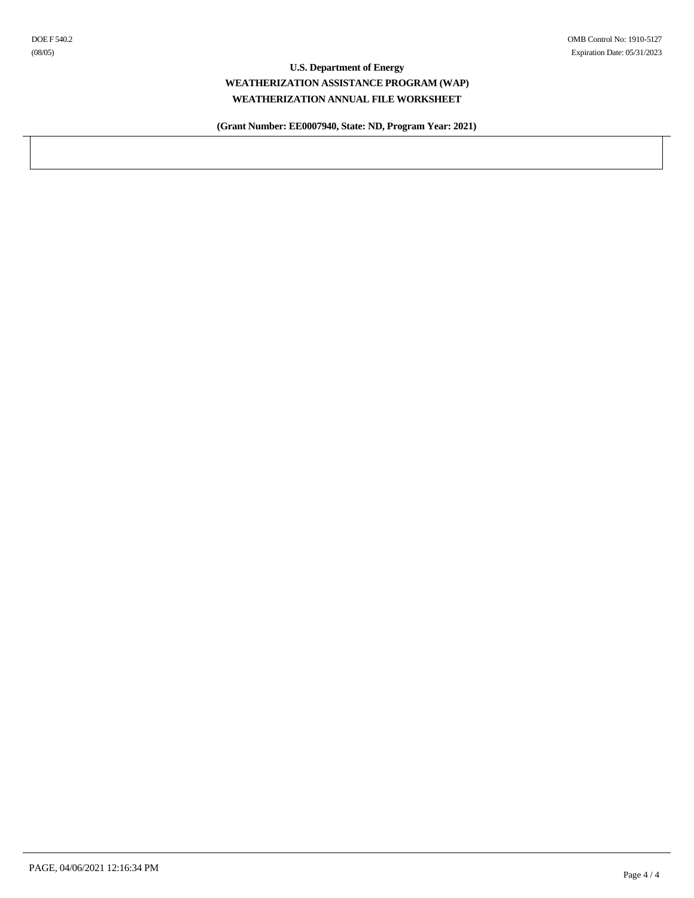DOE F 540.2
(08/05)

OMB Control No: 1910-5127
Expiration Date: 05/31/2023

**U.S. Department of Energy**

**WEATHERIZATION ASSISTANCE PROGRAM (WAP)**

**WEATHERIZATION ANNUAL FILE WORKSHEET**

**(Grant Number: EE0007940, State: ND, Program Year: 2021)**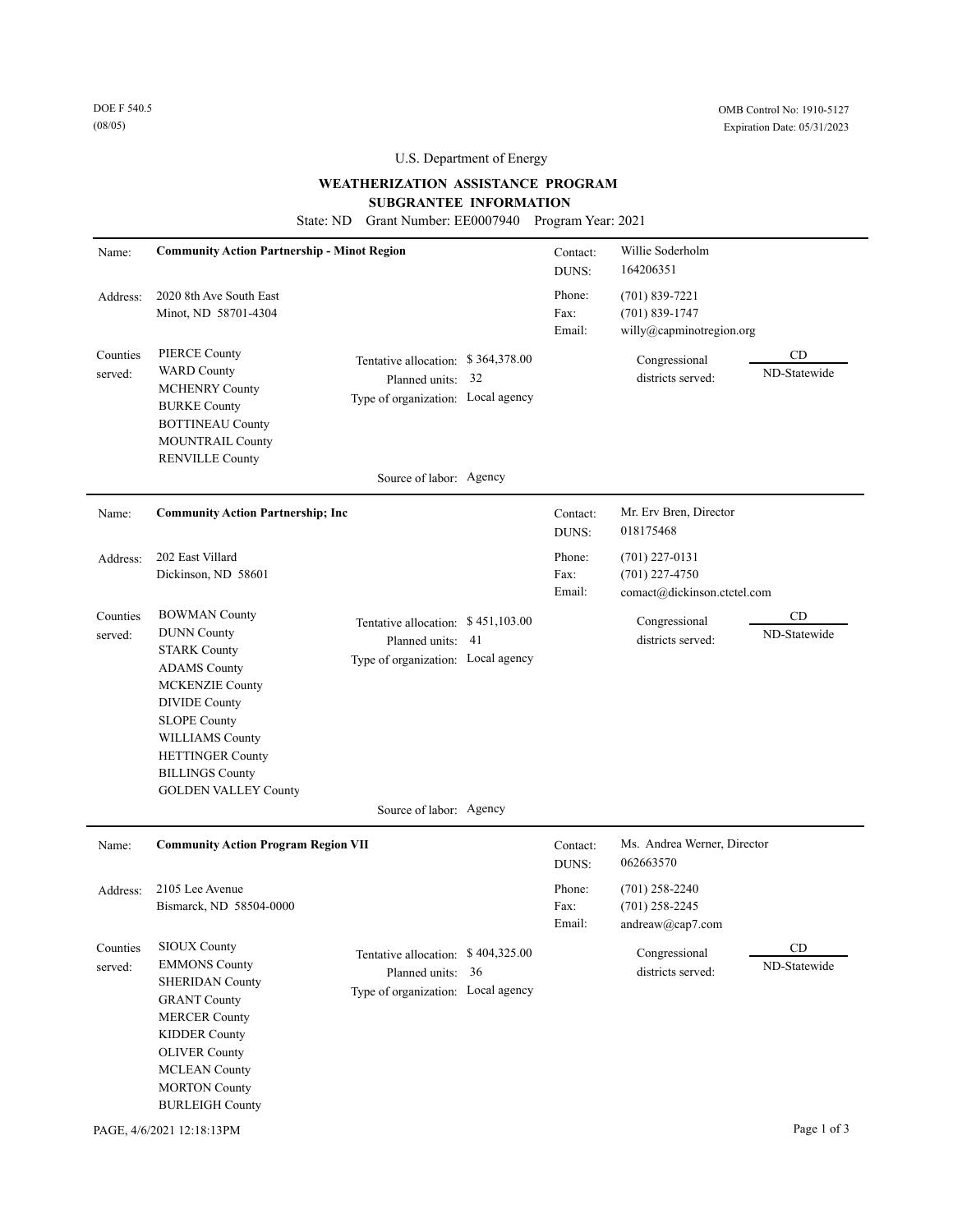DOE F 540.5
(08/05)

OMB Control No: 1910-5127
Expiration Date: 05/31/2023

U.S. Department of Energy

**WEATHERIZATION ASSISTANCE PROGRAM**
**SUBGRANTEE INFORMATION**

State: ND Grant Number: EE0007940 Program Year: 2021

---

Name: **Community Action Partnership - Minot Region**

Contact: Willie Soderholm
DUNS: 164206351

Address: 2020 8th Ave South East
Minot, ND 58701-4304

Phone: (701) 839-7221
Fax: (701) 839-1747
Email: willy@capminotregion.org

Counties served:
- PIERCE County
- WARD County
- MCHENRY County
- BURKE County
- BOTTINEAU County
- MOUNTRAIL County
- RENVILLE County

Tentative allocation: $ 364,378.00
Planned units: 32
Type of organization: Local agency

Congressional districts served: CD ND-Statewide

Source of labor: Agency

---

Name: **Community Action Partnership; Inc**

Contact: Mr. Erv Bren, Director
DUNS: 018175468

Address: 202 East Villard
Dickinson, ND 58601

Phone: (701) 227-0131
Fax: (701) 227-4750
Email: comact@dickinson.ctctel.com

Counties served:
- BOWMAN County
- DUNN County
- STARK County
- ADAMS County
- MCKENZIE County
- DIVIDE County
- SLOPE County
- WILLIAMS County
- HETTINGER County
- BILLINGS County
- GOLDEN VALLEY County

Tentative allocation: $ 451,103.00
Planned units: 41
Type of organization: Local agency

Congressional districts served: CD ND-Statewide

Source of labor: Agency

---

Name: **Community Action Program Region VII**

Contact: Ms. Andrea Werner, Director
DUNS: 062663570

Address: 2105 Lee Avenue
Bismarck, ND 58504-0000

Phone: (701) 258-2240
Fax: (701) 258-2245
Email: andreaw@cap7.com

Counties served:
- SIOUX County
- EMMONS County
- SHERIDAN County
- GRANT County
- MERCER County
- KIDDER County
- OLIVER County
- MCLEAN County
- MORTON County
- BURLEIGH County

Tentative allocation: $ 404,325.00
Planned units: 36
Type of organization: Local agency

Congressional districts served: CD ND-Statewide

PAGE, 4/6/2021 12:18:13PM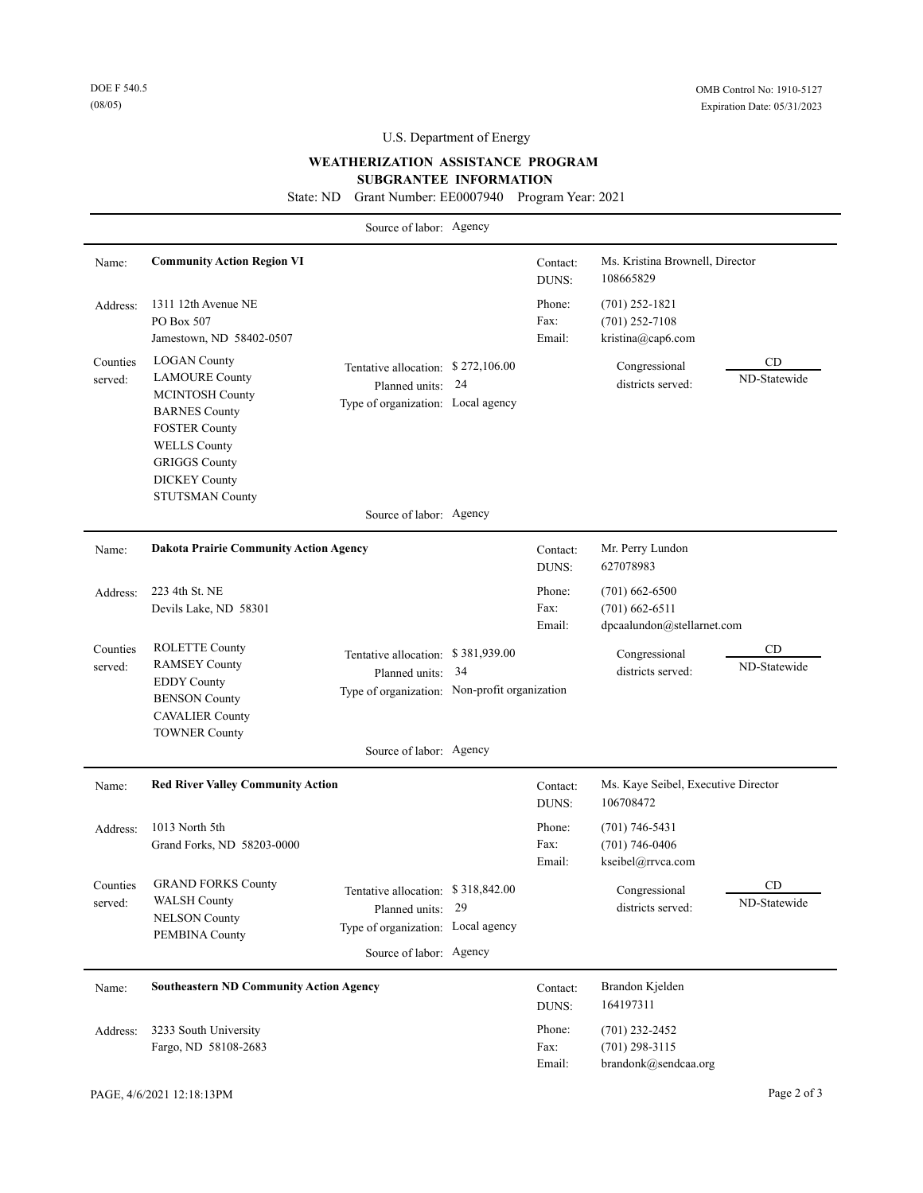DOE F 540.5
(08/05)

OMB Control No: 1910-5127
Expiration Date: 05/31/2023

U.S. Department of Energy

**WEATHERIZATION ASSISTANCE PROGRAM**
**SUBGRANTEE INFORMATION**

State: ND Grant Number: EE0007940 Program Year: 2021

Source of labor: Agency

---

Name: **Community Action Region VI**

Contact: Ms. Kristina Brownell, Director
DUNS: 108665829

Address: 1311 12th Avenue NE
PO Box 507
Jamestown, ND 58402-0507

Phone: (701) 252-1821
Fax: (701) 252-7108
Email: kristina@cap6.com

Counties served:
- LOGAN County
- LAMOURE County
- MCINTOSH County
- BARNES County
- FOSTER County
- WELLS County
- GRIGGS County
- DICKEY County
- STUTSMAN County

Tentative allocation: $ 272,106.00
Planned units: 24
Type of organization: Local agency

Congressional districts served: CD ND-Statewide

Source of labor: Agency

---

Name: **Dakota Prairie Community Action Agency**

Contact: Mr. Perry Lundon
DUNS: 627078983

Address: 223 4th St. NE
Devils Lake, ND 58301

Phone: (701) 662-6500
Fax: (701) 662-6511
Email: dpcaalundon@stellarnet.com

Counties served:
- ROLETTE County
- RAMSEY County
- EDDY County
- BENSON County
- CAVALIER County
- TOWNER County

Tentative allocation: $ 381,939.00
Planned units: 34
Type of organization: Non-profit organization

Congressional districts served: CD ND-Statewide

Source of labor: Agency

---

Name: **Red River Valley Community Action**

Contact: Ms. Kaye Seibel, Executive Director
DUNS: 106708472

Address: 1013 North 5th
Grand Forks, ND 58203-0000

Phone: (701) 746-5431
Fax: (701) 746-0406
Email: kseibel@rrvca.com

Counties served:
- GRAND FORKS County
- WALSH County
- NELSON County
- PEMBINA County

Tentative allocation: $ 318,842.00
Planned units: 29
Type of organization: Local agency

Congressional districts served: CD ND-Statewide

Source of labor: Agency

---

Name: **Southeastern ND Community Action Agency**

Contact: Brandon Kjelden
DUNS: 164197311

Address: 3233 South University
Fargo, ND 58108-2683

Phone: (701) 232-2452
Fax: (701) 298-3115
Email: brandonk@sendcaa.org

PAGE, 4/6/2021 12:18:13PM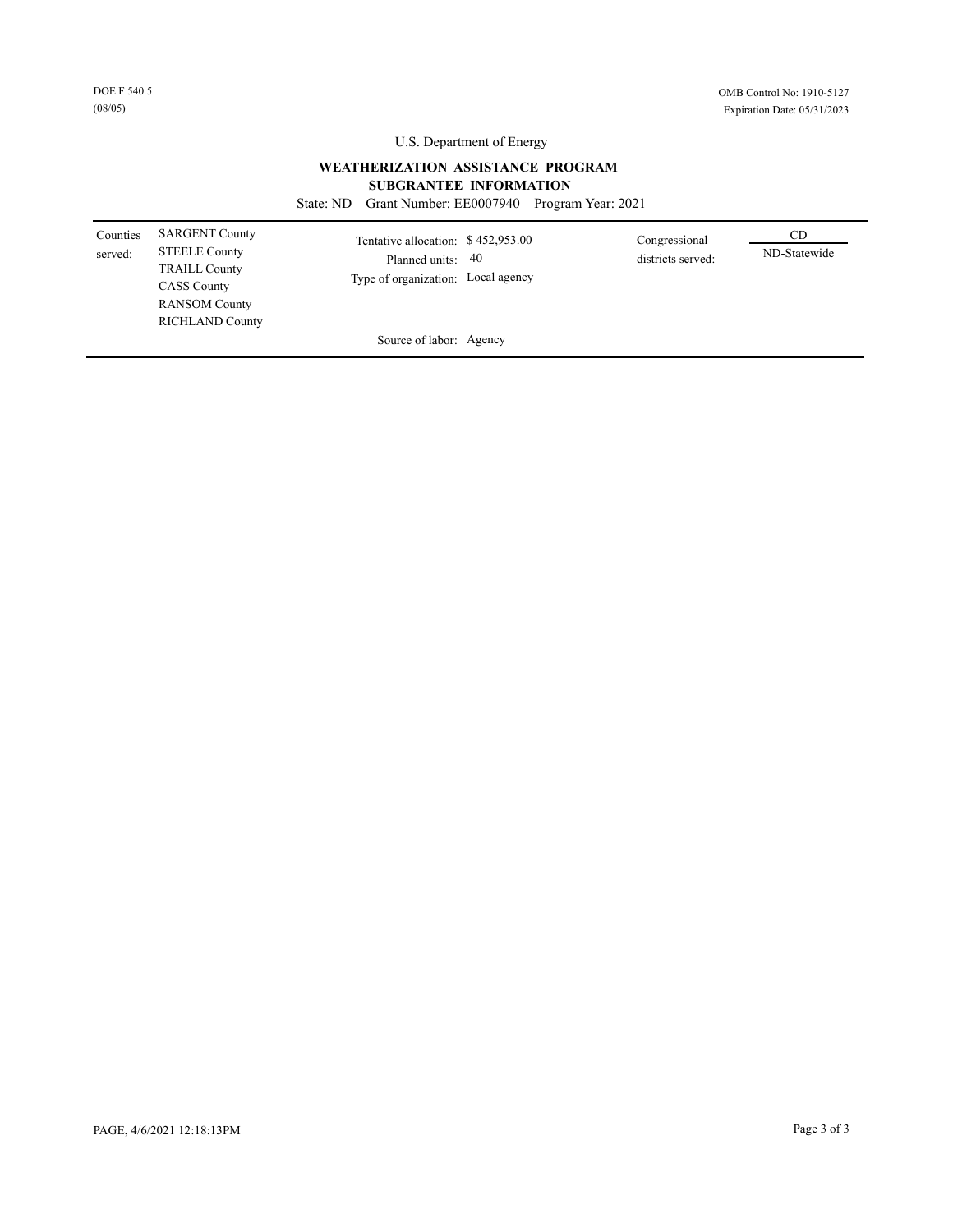DOE F 540.5
(08/05)

OMB Control No: 1910-5127
Expiration Date: 05/31/2023

U.S. Department of Energy

**WEATHERIZATION ASSISTANCE PROGRAM**
**SUBGRANTEE INFORMATION**

State: ND Grant Number: EE0007940 Program Year: 2021

| Counties served: | | | | Congressional districts served: | CD |
|---|---|---|---|---|---|
| | SARGENT County | Tentative allocation: | $ 452,953.00 | | ND-Statewide |
| | STEELE County | Planned units: | 40 | | |
| | TRAILL County | Type of organization: | Local agency | | |
| | CASS County | | | | |
| | RANSOM County | | | | |
| | RICHLAND County | | | | |
| | | Source of labor: | Agency | | |

PAGE, 4/6/2021 12:18:13PM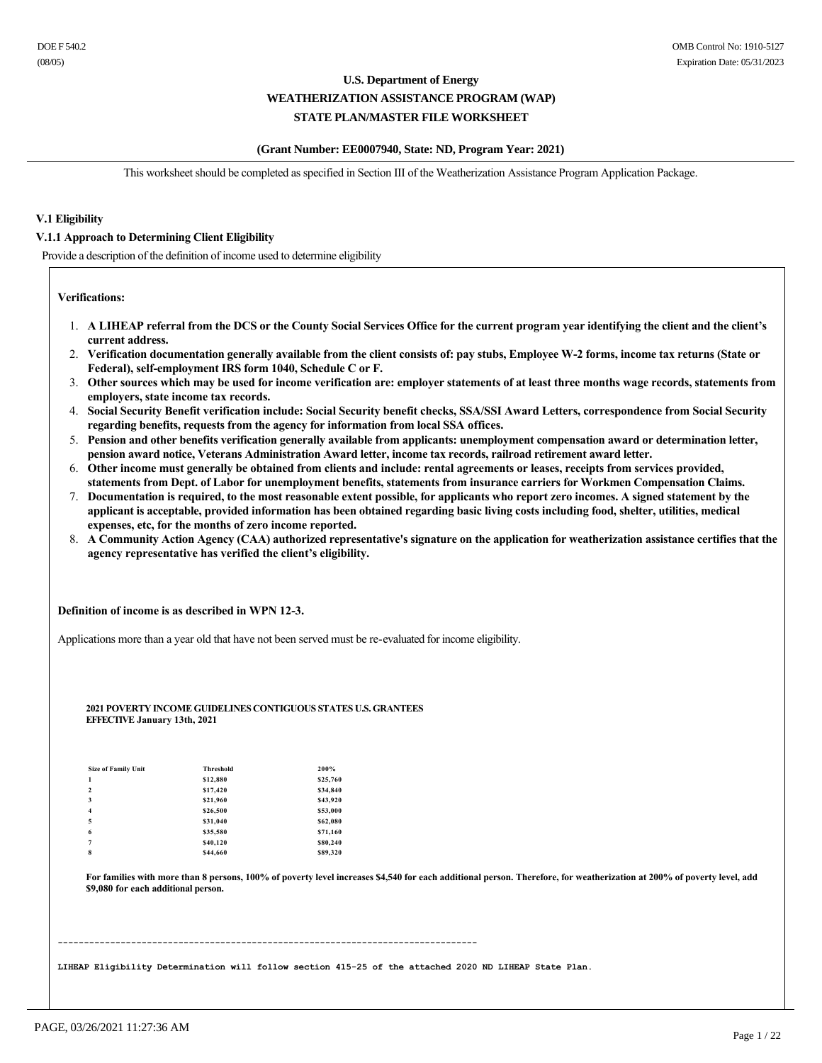DOE F 540.2
(08/05)

OMB Control No: 1910-5127
Expiration Date: 05/31/2023

**U.S. Department of Energy**

**WEATHERIZATION ASSISTANCE PROGRAM (WAP)**

**STATE PLAN/MASTER FILE WORKSHEET**

**(Grant Number: EE0007940, State: ND, Program Year: 2021)**

This worksheet should be completed as specified in Section III of the Weatherization Assistance Program Application Package.

### V.1 Eligibility

#### V.1.1 Approach to Determining Client Eligibility

Provide a description of the definition of income used to determine eligibility

**Verifications:**

1. **A LIHEAP referral from the DCS or the County Social Services Office for the current program year identifying the client and the client's current address.**
2. **Verification documentation generally available from the client consists of: pay stubs, Employee W-2 forms, income tax returns (State or Federal), self-employment IRS form 1040, Schedule C or F.**
3. **Other sources which may be used for income verification are: employer statements of at least three months wage records, statements from employers, state income tax records.**
4. **Social Security Benefit verification include: Social Security benefit checks, SSA/SSI Award Letters, correspondence from Social Security regarding benefits, requests from the agency for information from local SSA offices.**
5. **Pension and other benefits verification generally available from applicants: unemployment compensation award or determination letter, pension award notice, Veterans Administration Award letter, income tax records, railroad retirement award letter.**
6. **Other income must generally be obtained from clients and include: rental agreements or leases, receipts from services provided, statements from Dept. of Labor for unemployment benefits, statements from insurance carriers for Workmen Compensation Claims.**
7. **Documentation is required, to the most reasonable extent possible, for applicants who report zero incomes. A signed statement by the applicant is acceptable, provided information has been obtained regarding basic living costs including food, shelter, utilities, medical expenses, etc, for the months of zero income reported.**
8. **A Community Action Agency (CAA) authorized representative's signature on the application for weatherization assistance certifies that the agency representative has verified the client's eligibility.**

**Definition of income is as described in WPN 12-3.**

Applications more than a year old that have not been served must be re-evaluated for income eligibility.

**2021 POVERTY INCOME GUIDELINES CONTIGUOUS STATES U.S. GRANTEES**
**EFFECTIVE January 13th, 2021**

| Size of Family Unit | Threshold | 200% |
|---|---|---|
| 1 | $12,880 | $25,760 |
| 2 | $17,420 | $34,840 |
| 3 | $21,960 | $43,920 |
| 4 | $26,500 | $53,000 |
| 5 | $31,040 | $62,080 |
| 6 | $35,580 | $71,160 |
| 7 | $40,120 | $80,240 |
| 8 | $44,660 | $89,320 |

**For families with more than 8 persons, 100% of poverty level increases $4,540 for each additional person. Therefore, for weatherization at 200% of poverty level, add $9,080 for each additional person.**

---

**LIHEAP Eligibility Determination will follow section 415-25 of the attached 2020 ND LIHEAP State Plan.**

PAGE, 03/26/2021 11:27:36 AM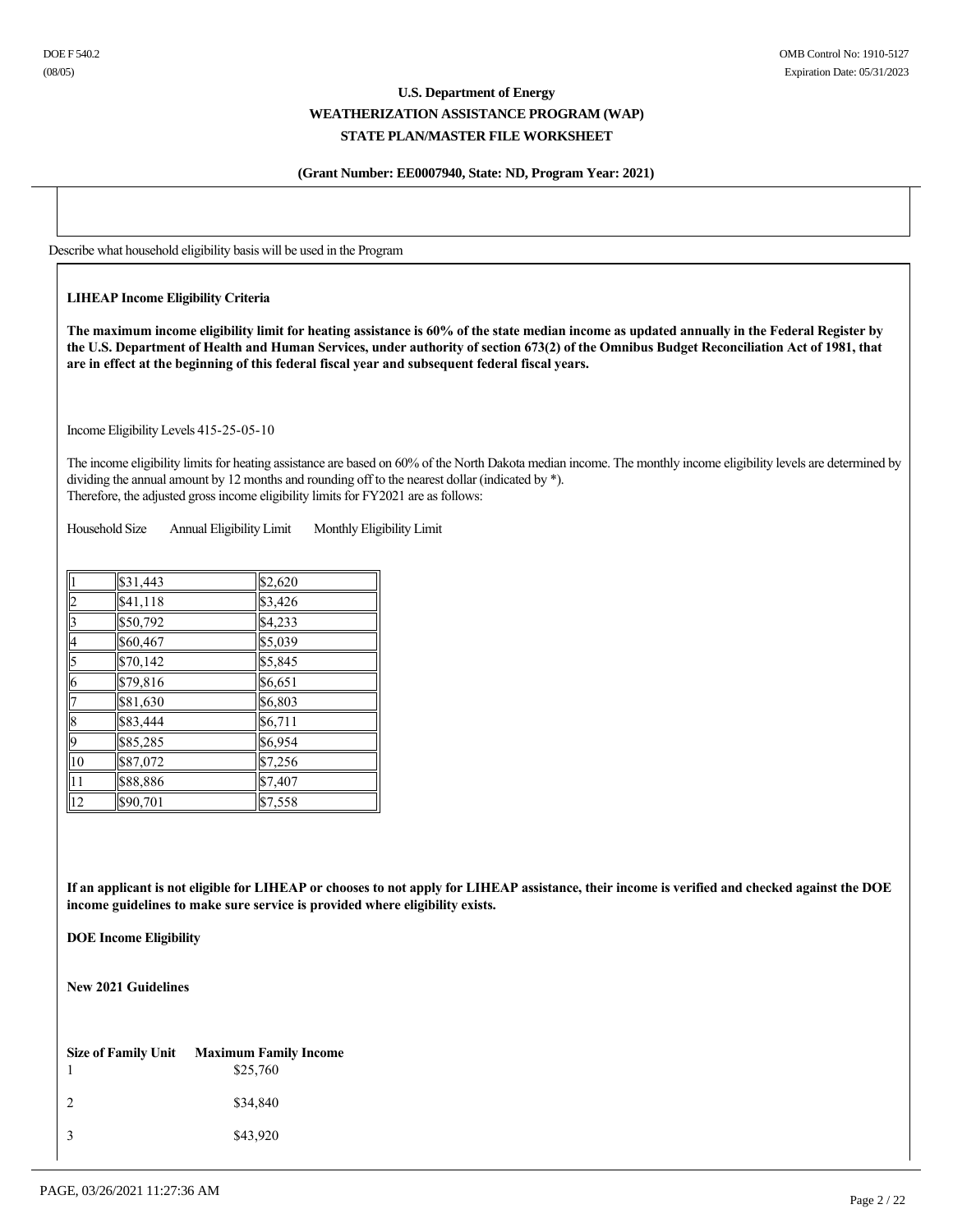**U.S. Department of Energy**

**WEATHERIZATION ASSISTANCE PROGRAM (WAP)**

**STATE PLAN/MASTER FILE WORKSHEET**

**(Grant Number: EE0007940, State: ND, Program Year: 2021)**

Describe what household eligibility basis will be used in the Program

**LIHEAP Income Eligibility Criteria**

**The maximum income eligibility limit for heating assistance is 60% of the state median income as updated annually in the Federal Register by the U.S. Department of Health and Human Services, under authority of section 673(2) of the Omnibus Budget Reconciliation Act of 1981, that are in effect at the beginning of this federal fiscal year and subsequent federal fiscal years.**

Income Eligibility Levels 415-25-05-10

The income eligibility limits for heating assistance are based on 60% of the North Dakota median income. The monthly income eligibility levels are determined by dividing the annual amount by 12 months and rounding off to the nearest dollar (indicated by *).
Therefore, the adjusted gross income eligibility limits for FY2021 are as follows:

| Household Size | Annual Eligibility Limit | Monthly Eligibility Limit |
|---|---|---|
| 1 | $31,443 | $2,620 |
| 2 | $41,118 | $3,426 |
| 3 | $50,792 | $4,233 |
| 4 | $60,467 | $5,039 |
| 5 | $70,142 | $5,845 |
| 6 | $79,816 | $6,651 |
| 7 | $81,630 | $6,803 |
| 8 | $83,444 | $6,711 |
| 9 | $85,285 | $6,954 |
| 10 | $87,072 | $7,256 |
| 11 | $88,886 | $7,407 |
| 12 | $90,701 | $7,558 |

**If an applicant is not eligible for LIHEAP or chooses to not apply for LIHEAP assistance, their income is verified and checked against the DOE income guidelines to make sure service is provided where eligibility exists.**

**DOE Income Eligibility**

**New 2021 Guidelines**

| Size of Family Unit | Maximum Family Income |
|---|---|
| 1 | $25,760 |
| 2 | $34,840 |
| 3 | $43,920 |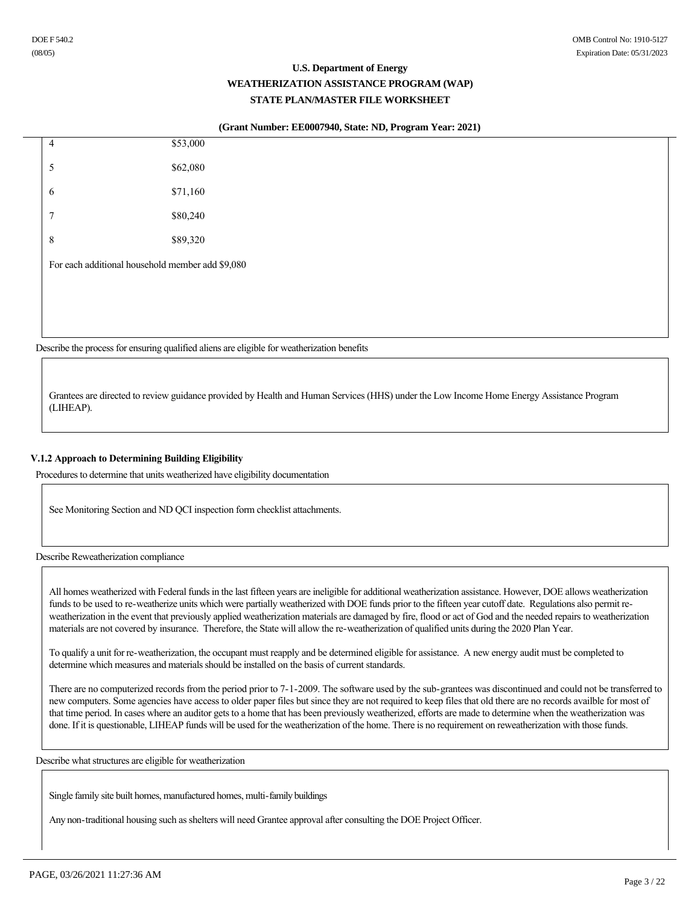| | |
|---|---|
| 4 | $53,000 |
| 5 | $62,080 |
| 6 | $71,160 |
| 7 | $80,240 |
| 8 | $89,320 |

For each additional household member add $9,080

Describe the process for ensuring qualified aliens are eligible for weatherization benefits

Grantees are directed to review guidance provided by Health and Human Services (HHS) under the Low Income Home Energy Assistance Program (LIHEAP).

### V.1.2 Approach to Determining Building Eligibility

Procedures to determine that units weatherized have eligibility documentation

See Monitoring Section and ND QCI inspection form checklist attachments.

Describe Reweatherization compliance

All homes weatherized with Federal funds in the last fifteen years are ineligible for additional weatherization assistance. However, DOE allows weatherization funds to be used to re-weatherize units which were partially weatherized with DOE funds prior to the fifteen year cutoff date. Regulations also permit re-weatherization in the event that previously applied weatherization materials are damaged by fire, flood or act of God and the needed repairs to weatherization materials are not covered by insurance. Therefore, the State will allow the re-weatherization of qualified units during the 2020 Plan Year.

To qualify a unit for re-weatherization, the occupant must reapply and be determined eligible for assistance. A new energy audit must be completed to determine which measures and materials should be installed on the basis of current standards.

There are no computerized records from the period prior to 7-1-2009. The software used by the sub-grantees was discontinued and could not be transferred to new computers. Some agencies have access to older paper files but since they are not required to keep files that old there are no records availble for most of that time period. In cases where an auditor gets to a home that has been previously weatherized, efforts are made to determine when the weatherization was done. If it is questionable, LIHEAP funds will be used for the weatherization of the home. There is no requirement on reweatherization with those funds.

Describe what structures are eligible for weatherization

Single family site built homes, manufactured homes, multi-family buildings

Any non-traditional housing such as shelters will need Grantee approval after consulting the DOE Project Officer.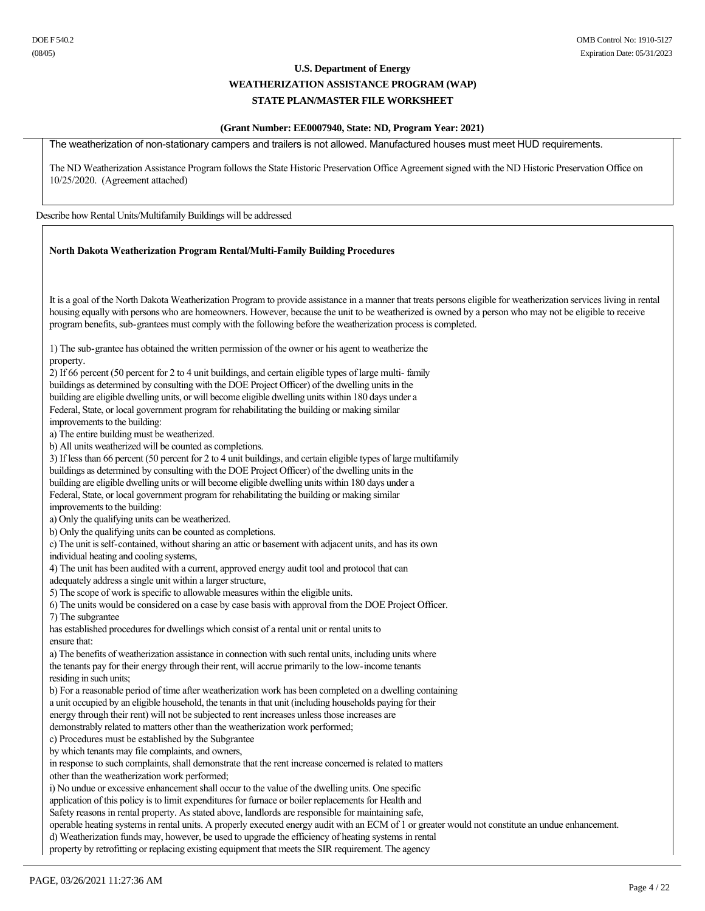**U.S. Department of Energy**

**WEATHERIZATION ASSISTANCE PROGRAM (WAP)**

**STATE PLAN/MASTER FILE WORKSHEET**

**(Grant Number: EE0007940, State: ND, Program Year: 2021)**

The weatherization of non-stationary campers and trailers is not allowed. Manufactured houses must meet HUD requirements.

The ND Weatherization Assistance Program follows the State Historic Preservation Office Agreement signed with the ND Historic Preservation Office on 10/25/2020. (Agreement attached)

Describe how Rental Units/Multifamily Buildings will be addressed

**North Dakota Weatherization Program Rental/Multi-Family Building Procedures**

It is a goal of the North Dakota Weatherization Program to provide assistance in a manner that treats persons eligible for weatherization services living in rental housing equally with persons who are homeowners. However, because the unit to be weatherized is owned by a person who may not be eligible to receive program benefits, sub-grantees must comply with the following before the weatherization process is completed.

1) The sub-grantee has obtained the written permission of the owner or his agent to weatherize the property.
2) If 66 percent (50 percent for 2 to 4 unit buildings, and certain eligible types of large multi- family buildings as determined by consulting with the DOE Project Officer) of the dwelling units in the building are eligible dwelling units, or will become eligible dwelling units within 180 days under a Federal, State, or local government program for rehabilitating the building or making similar improvements to the building:
a) The entire building must be weatherized.
b) All units weatherized will be counted as completions.
3) If less than 66 percent (50 percent for 2 to 4 unit buildings, and certain eligible types of large multifamily buildings as determined by consulting with the DOE Project Officer) of the dwelling units in the building are eligible dwelling units or will become eligible dwelling units within 180 days under a Federal, State, or local government program for rehabilitating the building or making similar improvements to the building:
a) Only the qualifying units can be weatherized.
b) Only the qualifying units can be counted as completions.
c) The unit is self-contained, without sharing an attic or basement with adjacent units, and has its own individual heating and cooling systems,
4) The unit has been audited with a current, approved energy audit tool and protocol that can adequately address a single unit within a larger structure,
5) The scope of work is specific to allowable measures within the eligible units.
6) The units would be considered on a case by case basis with approval from the DOE Project Officer.
7) The subgrantee has established procedures for dwellings which consist of a rental unit or rental units to ensure that:
a) The benefits of weatherization assistance in connection with such rental units, including units where the tenants pay for their energy through their rent, will accrue primarily to the low-income tenants residing in such units;
b) For a reasonable period of time after weatherization work has been completed on a dwelling containing a unit occupied by an eligible household, the tenants in that unit (including households paying for their energy through their rent) will not be subjected to rent increases unless those increases are demonstrably related to matters other than the weatherization work performed;
c) Procedures must be established by the Subgrantee by which tenants may file complaints, and owners, in response to such complaints, shall demonstrate that the rent increase concerned is related to matters other than the weatherization work performed;
i) No undue or excessive enhancement shall occur to the value of the dwelling units. One specific application of this policy is to limit expenditures for furnace or boiler replacements for Health and Safety reasons in rental property. As stated above, landlords are responsible for maintaining safe, operable heating systems in rental units. A properly executed energy audit with an ECM of 1 or greater would not constitute an undue enhancement.
d) Weatherization funds may, however, be used to upgrade the efficiency of heating systems in rental property by retrofitting or replacing existing equipment that meets the SIR requirement. The agency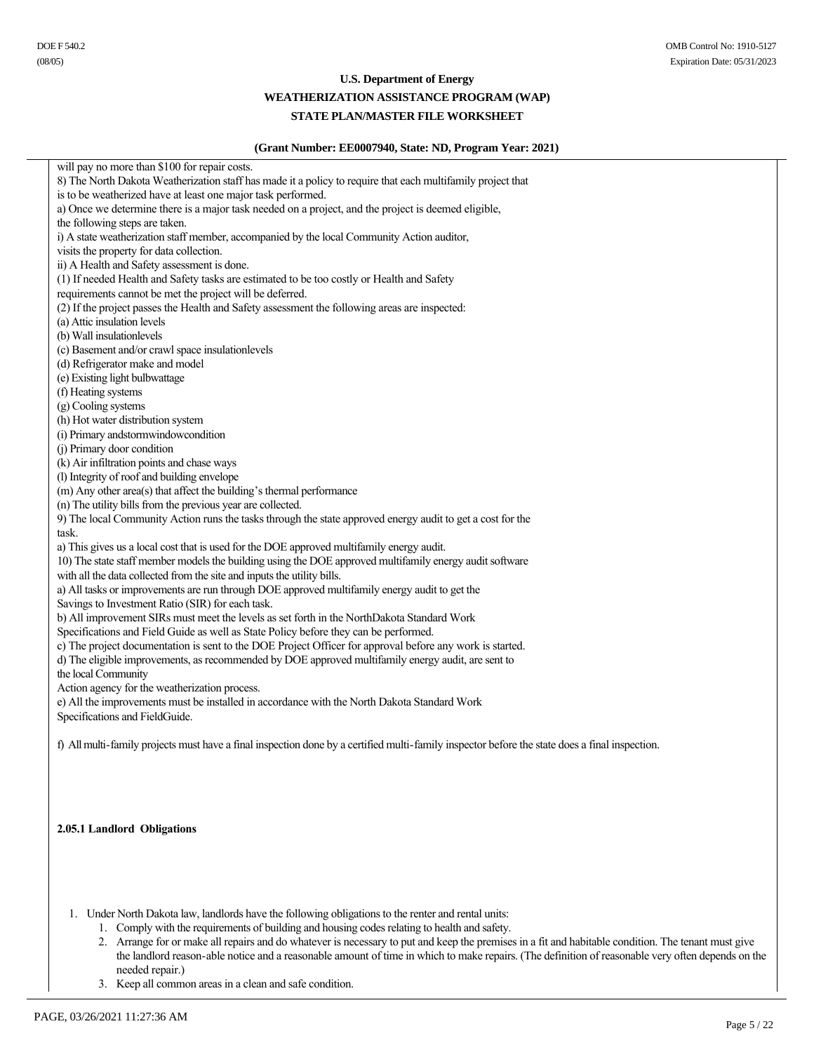will pay no more than $100 for repair costs.

8) The North Dakota Weatherization staff has made it a policy to require that each multifamily project that is to be weatherized have at least one major task performed.

a) Once we determine there is a major task needed on a project, and the project is deemed eligible, the following steps are taken.

i) A state weatherization staff member, accompanied by the local Community Action auditor, visits the property for data collection.

ii) A Health and Safety assessment is done.

(1) If needed Health and Safety tasks are estimated to be too costly or Health and Safety requirements cannot be met the project will be deferred.

(2) If the project passes the Health and Safety assessment the following areas are inspected:

(a) Attic insulation levels

(b) Wall insulationlevels

(c) Basement and/or crawl space insulationlevels

(d) Refrigerator make and model

(e) Existing light bulbwattage

(f) Heating systems

(g) Cooling systems

(h) Hot water distribution system

(i) Primary andstormwindowcondition

(j) Primary door condition

(k) Air infiltration points and chase ways

(l) Integrity of roof and building envelope

(m) Any other area(s) that affect the building's thermal performance

(n) The utility bills from the previous year are collected.

9) The local Community Action runs the tasks through the state approved energy audit to get a cost for the task.

a) This gives us a local cost that is used for the DOE approved multifamily energy audit.

10) The state staff member models the building using the DOE approved multifamily energy audit software with all the data collected from the site and inputs the utility bills.

a) All tasks or improvements are run through DOE approved multifamily energy audit to get the Savings to Investment Ratio (SIR) for each task.

b) All improvement SIRs must meet the levels as set forth in the NorthDakota Standard Work Specifications and Field Guide as well as State Policy before they can be performed.

c) The project documentation is sent to the DOE Project Officer for approval before any work is started.

d) The eligible improvements, as recommended by DOE approved multifamily energy audit, are sent to the local Community Action agency for the weatherization process.

e) All the improvements must be installed in accordance with the North Dakota Standard Work Specifications and FieldGuide.

f) All multi-family projects must have a final inspection done by a certified multi-family inspector before the state does a final inspection.

**2.05.1 Landlord Obligations**

1. Under North Dakota law, landlords have the following obligations to the renter and rental units:
   1. Comply with the requirements of building and housing codes relating to health and safety.
   2. Arrange for or make all repairs and do whatever is necessary to put and keep the premises in a fit and habitable condition. The tenant must give the landlord reason-able notice and a reasonable amount of time in which to make repairs. (The definition of reasonable very often depends on the needed repair.)
   3. Keep all common areas in a clean and safe condition.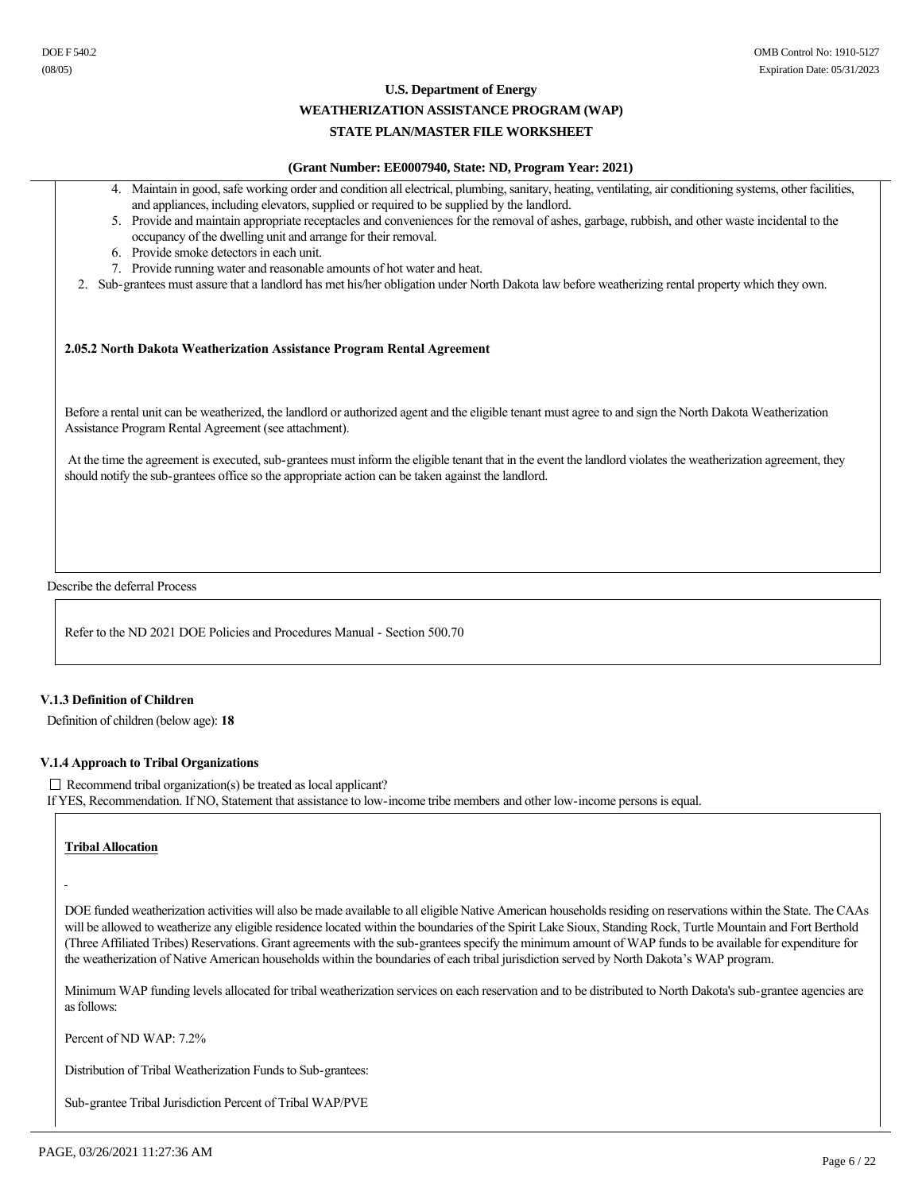4. Maintain in good, safe working order and condition all electrical, plumbing, sanitary, heating, ventilating, air conditioning systems, other facilities, and appliances, including elevators, supplied or required to be supplied by the landlord.
5. Provide and maintain appropriate receptacles and conveniences for the removal of ashes, garbage, rubbish, and other waste incidental to the occupancy of the dwelling unit and arrange for their removal.
6. Provide smoke detectors in each unit.
7. Provide running water and reasonable amounts of hot water and heat.

2. Sub-grantees must assure that a landlord has met his/her obligation under North Dakota law before weatherizing rental property which they own.

**2.05.2 North Dakota Weatherization Assistance Program Rental Agreement**

Before a rental unit can be weatherized, the landlord or authorized agent and the eligible tenant must agree to and sign the North Dakota Weatherization Assistance Program Rental Agreement (see attachment).

At the time the agreement is executed, sub-grantees must inform the eligible tenant that in the event the landlord violates the weatherization agreement, they should notify the sub-grantees office so the appropriate action can be taken against the landlord.

Describe the deferral Process

Refer to the ND 2021 DOE Policies and Procedures Manual - Section 500.70

**V.1.3 Definition of Children**

Definition of children (below age): **18**

**V.1.4 Approach to Tribal Organizations**

☐ Recommend tribal organization(s) be treated as local applicant?

If YES, Recommendation. If NO, Statement that assistance to low-income tribe members and other low-income persons is equal.

**Tribal Allocation**

DOE funded weatherization activities will also be made available to all eligible Native American households residing on reservations within the State. The CAAs will be allowed to weatherize any eligible residence located within the boundaries of the Spirit Lake Sioux, Standing Rock, Turtle Mountain and Fort Berthold (Three Affiliated Tribes) Reservations. Grant agreements with the sub-grantees specify the minimum amount of WAP funds to be available for expenditure for the weatherization of Native American households within the boundaries of each tribal jurisdiction served by North Dakota's WAP program.

Minimum WAP funding levels allocated for tribal weatherization services on each reservation and to be distributed to North Dakota's sub-grantee agencies are as follows:

Percent of ND WAP: 7.2%

Distribution of Tribal Weatherization Funds to Sub-grantees:

Sub-grantee Tribal Jurisdiction Percent of Tribal WAP/PVE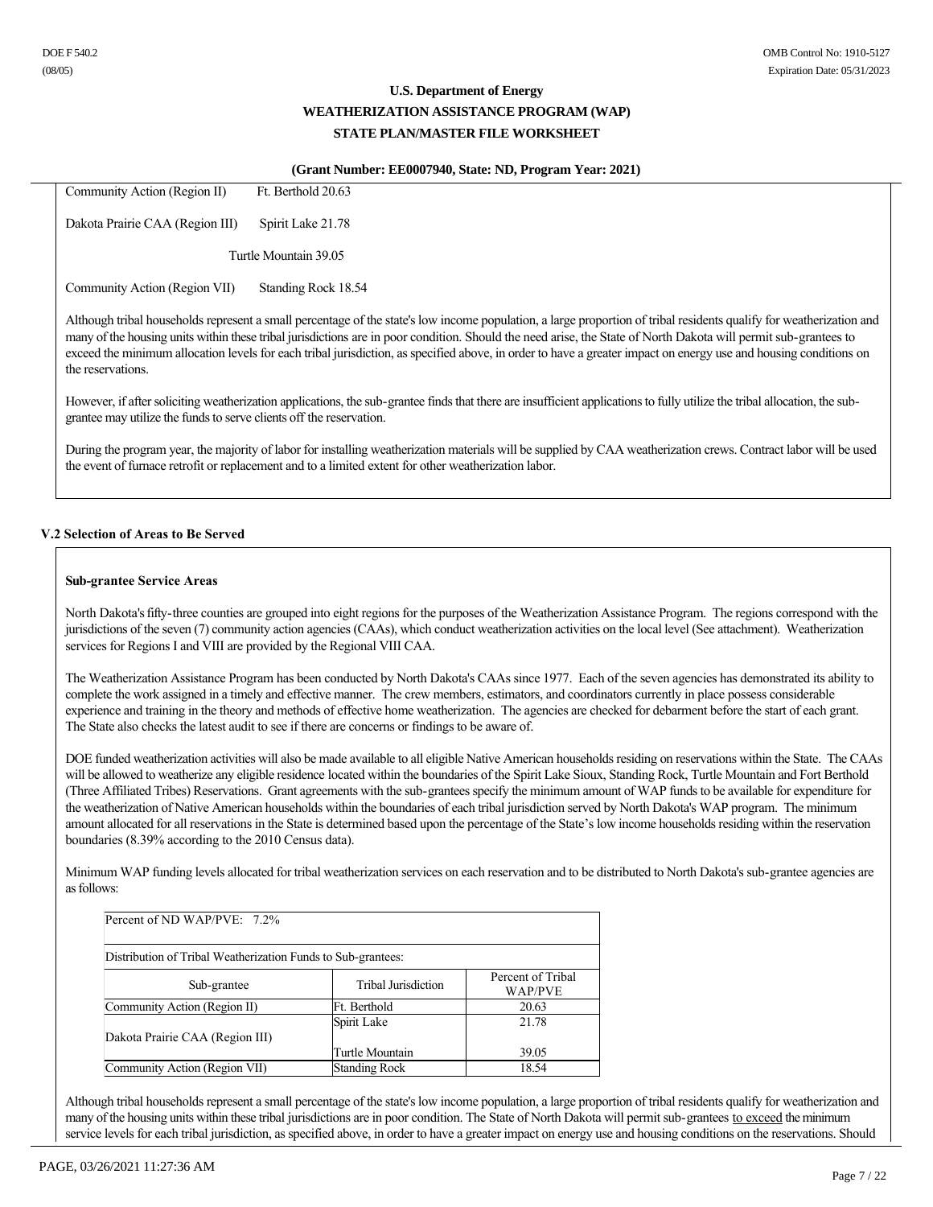Community Action (Region II) Ft. Berthold 20.63

Dakota Prairie CAA (Region III) Spirit Lake 21.78

Turtle Mountain 39.05

Community Action (Region VII) Standing Rock 18.54

Although tribal households represent a small percentage of the state's low income population, a large proportion of tribal residents qualify for weatherization and many of the housing units within these tribal jurisdictions are in poor condition. Should the need arise, the State of North Dakota will permit sub-grantees to exceed the minimum allocation levels for each tribal jurisdiction, as specified above, in order to have a greater impact on energy use and housing conditions on the reservations.

However, if after soliciting weatherization applications, the sub-grantee finds that there are insufficient applications to fully utilize the tribal allocation, the sub-grantee may utilize the funds to serve clients off the reservation.

During the program year, the majority of labor for installing weatherization materials will be supplied by CAA weatherization crews. Contract labor will be used the event of furnace retrofit or replacement and to a limited extent for other weatherization labor.

## V.2 Selection of Areas to Be Served

**Sub-grantee Service Areas**

North Dakota's fifty-three counties are grouped into eight regions for the purposes of the Weatherization Assistance Program. The regions correspond with the jurisdictions of the seven (7) community action agencies (CAAs), which conduct weatherization activities on the local level (See attachment). Weatherization services for Regions I and VIII are provided by the Regional VIII CAA.

The Weatherization Assistance Program has been conducted by North Dakota's CAAs since 1977. Each of the seven agencies has demonstrated its ability to complete the work assigned in a timely and effective manner. The crew members, estimators, and coordinators currently in place possess considerable experience and training in the theory and methods of effective home weatherization. The agencies are checked for debarment before the start of each grant. The State also checks the latest audit to see if there are concerns or findings to be aware of.

DOE funded weatherization activities will also be made available to all eligible Native American households residing on reservations within the State. The CAAs will be allowed to weatherize any eligible residence located within the boundaries of the Spirit Lake Sioux, Standing Rock, Turtle Mountain and Fort Berthold (Three Affiliated Tribes) Reservations. Grant agreements with the sub-grantees specify the minimum amount of WAP funds to be available for expenditure for the weatherization of Native American households within the boundaries of each tribal jurisdiction served by North Dakota's WAP program. The minimum amount allocated for all reservations in the State is determined based upon the percentage of the State's low income households residing within the reservation boundaries (8.39% according to the 2010 Census data).

Minimum WAP funding levels allocated for tribal weatherization services on each reservation and to be distributed to North Dakota's sub-grantee agencies are as follows:

Percent of ND WAP/PVE: 7.2%

Distribution of Tribal Weatherization Funds to Sub-grantees:

| Sub-grantee | Tribal Jurisdiction | Percent of Tribal WAP/PVE |
|---|---|---|
| Community Action (Region II) | Ft. Berthold | 20.63 |
| Dakota Prairie CAA (Region III) | Spirit Lake | 21.78 |
| | Turtle Mountain | 39.05 |
| Community Action (Region VII) | Standing Rock | 18.54 |

Although tribal households represent a small percentage of the state's low income population, a large proportion of tribal residents qualify for weatherization and many of the housing units within these tribal jurisdictions are in poor condition. The State of North Dakota will permit sub-grantees to exceed the minimum service levels for each tribal jurisdiction, as specified above, in order to have a greater impact on energy use and housing conditions on the reservations. Should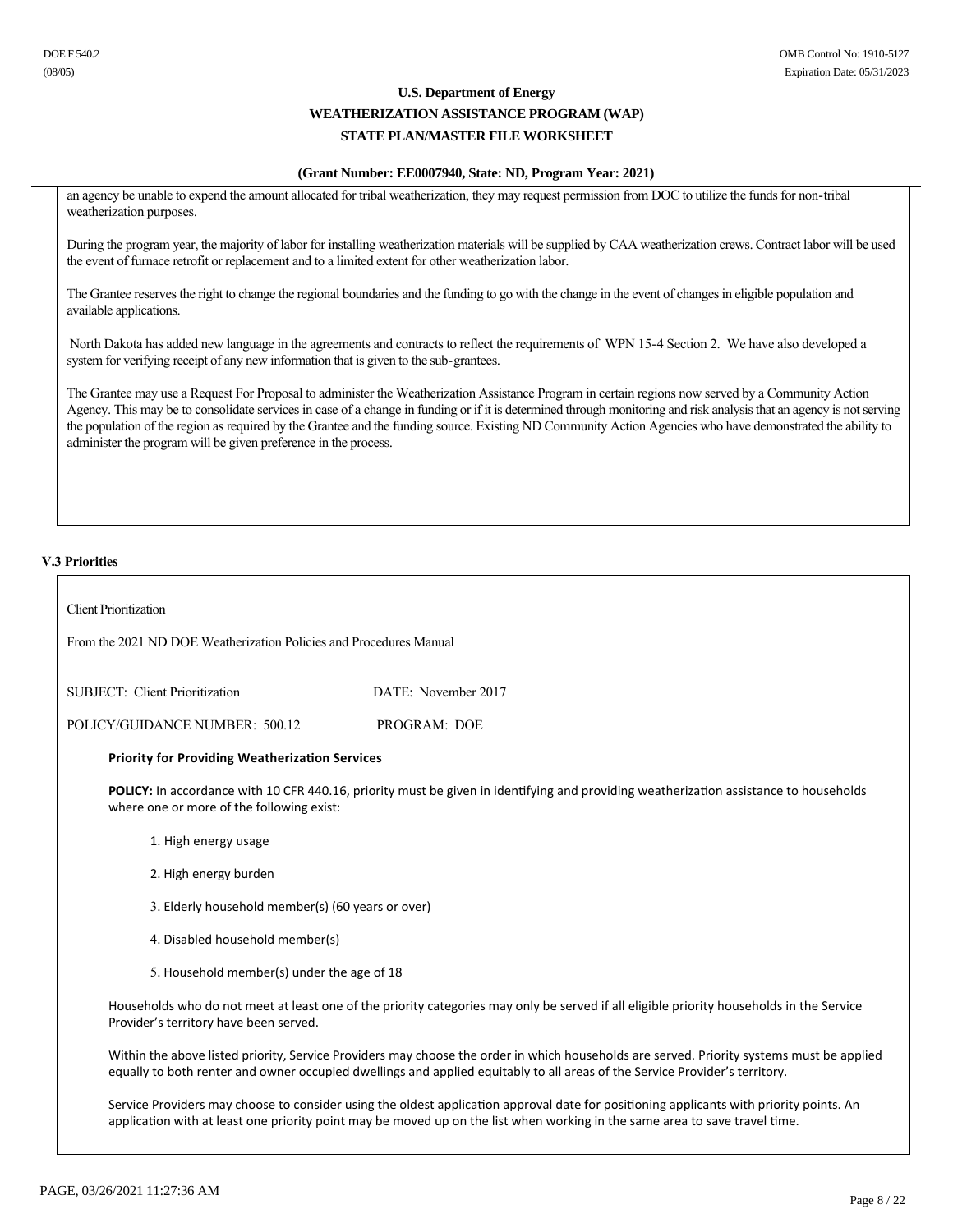an agency be unable to expend the amount allocated for tribal weatherization, they may request permission from DOC to utilize the funds for non-tribal weatherization purposes.

During the program year, the majority of labor for installing weatherization materials will be supplied by CAA weatherization crews. Contract labor will be used the event of furnace retrofit or replacement and to a limited extent for other weatherization labor.

The Grantee reserves the right to change the regional boundaries and the funding to go with the change in the event of changes in eligible population and available applications.

North Dakota has added new language in the agreements and contracts to reflect the requirements of WPN 15-4 Section 2. We have also developed a system for verifying receipt of any new information that is given to the sub-grantees.

The Grantee may use a Request For Proposal to administer the Weatherization Assistance Program in certain regions now served by a Community Action Agency. This may be to consolidate services in case of a change in funding or if it is determined through monitoring and risk analysis that an agency is not serving the population of the region as required by the Grantee and the funding source. Existing ND Community Action Agencies who have demonstrated the ability to administer the program will be given preference in the process.

### V.3 Priorities

Client Prioritization

From the 2021 ND DOE Weatherization Policies and Procedures Manual

SUBJECT: Client Prioritization DATE: November 2017

POLICY/GUIDANCE NUMBER: 500.12 PROGRAM: DOE

**Priority for Providing Weatherization Services**

**POLICY:** In accordance with 10 CFR 440.16, priority must be given in identifying and providing weatherization assistance to households where one or more of the following exist:

1. High energy usage
2. High energy burden
3. Elderly household member(s) (60 years or over)
4. Disabled household member(s)
5. Household member(s) under the age of 18

Households who do not meet at least one of the priority categories may only be served if all eligible priority households in the Service Provider's territory have been served.

Within the above listed priority, Service Providers may choose the order in which households are served. Priority systems must be applied equally to both renter and owner occupied dwellings and applied equitably to all areas of the Service Provider's territory.

Service Providers may choose to consider using the oldest application approval date for positioning applicants with priority points. An application with at least one priority point may be moved up on the list when working in the same area to save travel time.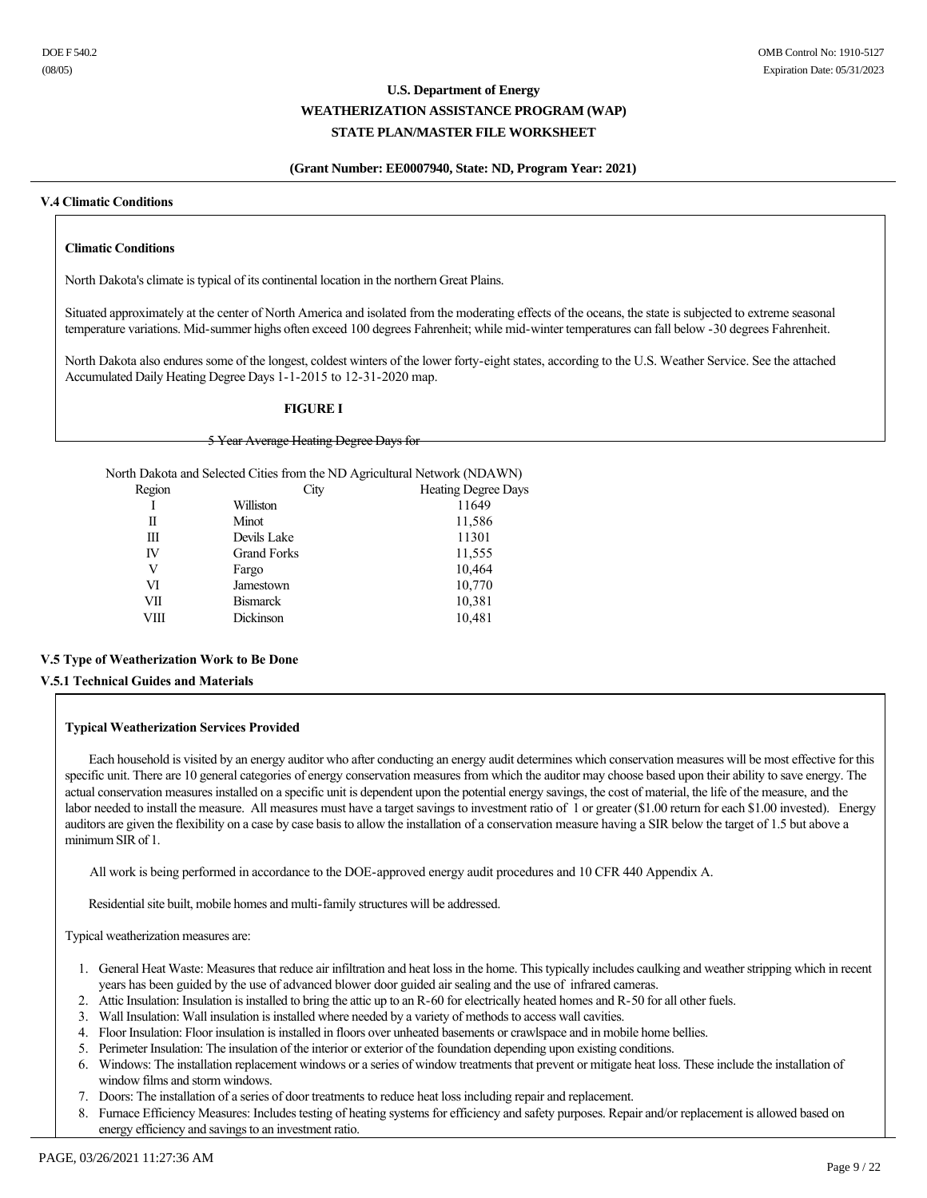**U.S. Department of Energy**
**WEATHERIZATION ASSISTANCE PROGRAM (WAP)**
**STATE PLAN/MASTER FILE WORKSHEET**

**(Grant Number: EE0007940, State: ND, Program Year: 2021)**

### V.4 Climatic Conditions

**Climatic Conditions**

North Dakota's climate is typical of its continental location in the northern Great Plains.

Situated approximately at the center of North America and isolated from the moderating effects of the oceans, the state is subjected to extreme seasonal temperature variations. Mid-summer highs often exceed 100 degrees Fahrenheit; while mid-winter temperatures can fall below -30 degrees Fahrenheit.

North Dakota also endures some of the longest, coldest winters of the lower forty-eight states, according to the U.S. Weather Service. See the attached Accumulated Daily Heating Degree Days 1-1-2015 to 12-31-2020 map.

**FIGURE I**

5 Year Average Heating Degree Days for

North Dakota and Selected Cities from the ND Agricultural Network (NDAWN)

| Region | City | Heating Degree Days |
|---|---|---|
| I | Williston | 11649 |
| II | Minot | 11,586 |
| III | Devils Lake | 11301 |
| IV | Grand Forks | 11,555 |
| V | Fargo | 10,464 |
| VI | Jamestown | 10,770 |
| VII | Bismarck | 10,381 |
| VIII | Dickinson | 10,481 |

### V.5 Type of Weatherization Work to Be Done

### V.5.1 Technical Guides and Materials

**Typical Weatherization Services Provided**

Each household is visited by an energy auditor who after conducting an energy audit determines which conservation measures will be most effective for this specific unit. There are 10 general categories of energy conservation measures from which the auditor may choose based upon their ability to save energy. The actual conservation measures installed on a specific unit is dependent upon the potential energy savings, the cost of material, the life of the measure, and the labor needed to install the measure. All measures must have a target savings to investment ratio of 1 or greater ($1.00 return for each $1.00 invested). Energy auditors are given the flexibility on a case by case basis to allow the installation of a conservation measure having a SIR below the target of 1.5 but above a minimum SIR of 1.

All work is being performed in accordance to the DOE-approved energy audit procedures and 10 CFR 440 Appendix A.

Residential site built, mobile homes and multi-family structures will be addressed.

Typical weatherization measures are:

1. General Heat Waste: Measures that reduce air infiltration and heat loss in the home. This typically includes caulking and weather stripping which in recent years has been guided by the use of advanced blower door guided air sealing and the use of infrared cameras.
2. Attic Insulation: Insulation is installed to bring the attic up to an R-60 for electrically heated homes and R-50 for all other fuels.
3. Wall Insulation: Wall insulation is installed where needed by a variety of methods to access wall cavities.
4. Floor Insulation: Floor insulation is installed in floors over unheated basements or crawlspace and in mobile home bellies.
5. Perimeter Insulation: The insulation of the interior or exterior of the foundation depending upon existing conditions.
6. Windows: The installation replacement windows or a series of window treatments that prevent or mitigate heat loss. These include the installation of window films and storm windows.
7. Doors: The installation of a series of door treatments to reduce heat loss including repair and replacement.
8. Furnace Efficiency Measures: Includes testing of heating systems for efficiency and safety purposes. Repair and/or replacement is allowed based on energy efficiency and savings to an investment ratio.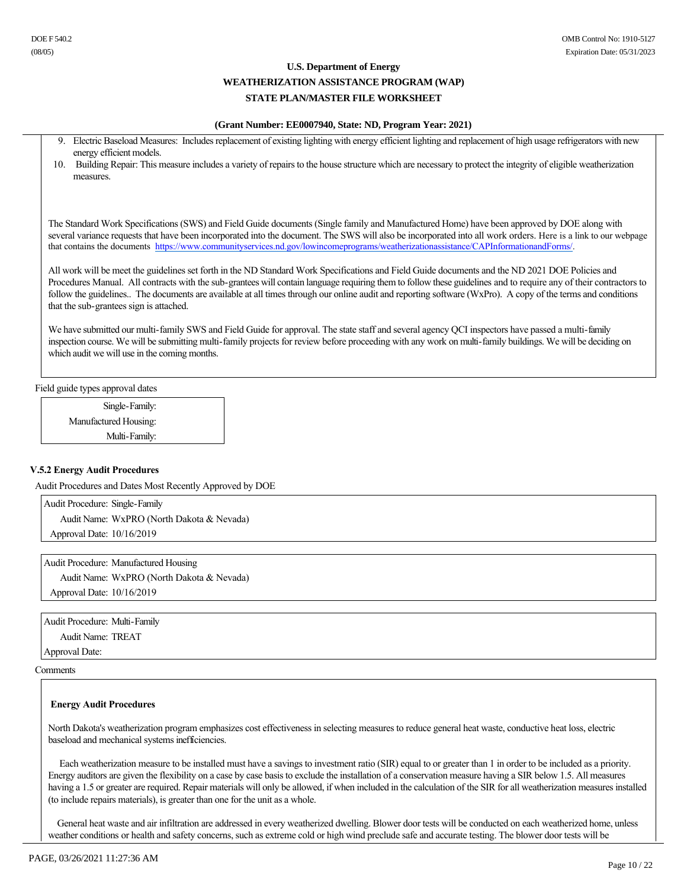9. Electric Baseload Measures: Includes replacement of existing lighting with energy efficient lighting and replacement of high usage refrigerators with new energy efficient models.
10. Building Repair: This measure includes a variety of repairs to the house structure which are necessary to protect the integrity of eligible weatherization measures.

The Standard Work Specifications (SWS) and Field Guide documents (Single family and Manufactured Home) have been approved by DOE along with several variance requests that have been incorporated into the document. The SWS will also be incorporated into all work orders. Here is a link to our webpage that contains the documents https://www.communityservices.nd.gov/lowincomeprograms/weatherizationassistance/CAPInformationandForms/.

All work will be meet the guidelines set forth in the ND Standard Work Specifications and Field Guide documents and the ND 2021 DOE Policies and Procedures Manual. All contracts with the sub-grantees will contain language requiring them to follow these guidelines and to require any of their contractors to follow the guidelines.. The documents are available at all times through our online audit and reporting software (WxPro). A copy of the terms and conditions that the sub-grantees sign is attached.

We have submitted our multi-family SWS and Field Guide for approval. The state staff and several agency QCI inspectors have passed a multi-family inspection course. We will be submitting multi-family projects for review before proceeding with any work on multi-family buildings. We will be deciding on which audit we will use in the coming months.

Field guide types approval dates

| | |
|---|---|
| Single-Family: | |
| Manufactured Housing: | |
| Multi-Family: | |

### V.5.2 Energy Audit Procedures

Audit Procedures and Dates Most Recently Approved by DOE

Audit Procedure: Single-Family
Audit Name: WxPRO (North Dakota & Nevada)
Approval Date: 10/16/2019

Audit Procedure: Manufactured Housing
Audit Name: WxPRO (North Dakota & Nevada)
Approval Date: 10/16/2019

Audit Procedure: Multi-Family
Audit Name: TREAT
Approval Date:

Comments

**Energy Audit Procedures**

North Dakota's weatherization program emphasizes cost effectiveness in selecting measures to reduce general heat waste, conductive heat loss, electric baseload and mechanical systems inefficiencies.

Each weatherization measure to be installed must have a savings to investment ratio (SIR) equal to or greater than 1 in order to be included as a priority. Energy auditors are given the flexibility on a case by case basis to exclude the installation of a conservation measure having a SIR below 1.5. All measures having a 1.5 or greater are required. Repair materials will only be allowed, if when included in the calculation of the SIR for all weatherization measures installed (to include repairs materials), is greater than one for the unit as a whole.

General heat waste and air infiltration are addressed in every weatherized dwelling. Blower door tests will be conducted on each weatherized home, unless weather conditions or health and safety concerns, such as extreme cold or high wind preclude safe and accurate testing. The blower door tests will be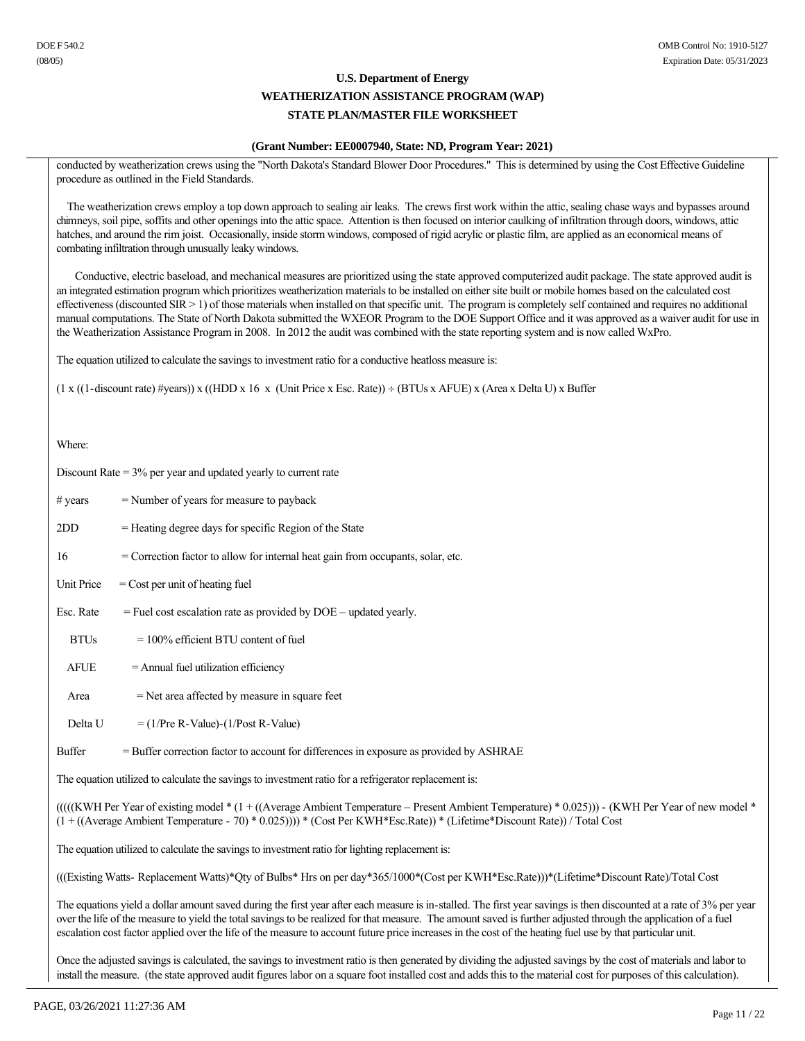conducted by weatherization crews using the "North Dakota's Standard Blower Door Procedures." This is determined by using the Cost Effective Guideline procedure as outlined in the Field Standards.

The weatherization crews employ a top down approach to sealing air leaks. The crews first work within the attic, sealing chase ways and bypasses around chimneys, soil pipe, soffits and other openings into the attic space. Attention is then focused on interior caulking of infiltration through doors, windows, attic hatches, and around the rim joist. Occasionally, inside storm windows, composed of rigid acrylic or plastic film, are applied as an economical means of combating infiltration through unusually leaky windows.

Conductive, electric baseload, and mechanical measures are prioritized using the state approved computerized audit package. The state approved audit is an integrated estimation program which prioritizes weatherization materials to be installed on either site built or mobile homes based on the calculated cost effectiveness (discounted SIR > 1) of those materials when installed on that specific unit. The program is completely self contained and requires no additional manual computations. The State of North Dakota submitted the WXEOR Program to the DOE Support Office and it was approved as a waiver audit for use in the Weatherization Assistance Program in 2008. In 2012 the audit was combined with the state reporting system and is now called WxPro.

The equation utilized to calculate the savings to investment ratio for a conductive heatloss measure is:

(1 x ((1-discount rate) #years)) x ((HDD x 16 x (Unit Price x Esc. Rate)) ÷ (BTUs x AFUE) x (Area x Delta U) x Buffer

Where:

Discount Rate = 3% per year and updated yearly to current rate

# years = Number of years for measure to payback

2DD = Heating degree days for specific Region of the State

16 = Correction factor to allow for internal heat gain from occupants, solar, etc.

Unit Price = Cost per unit of heating fuel

Esc. Rate = Fuel cost escalation rate as provided by DOE – updated yearly.

BTUs = 100% efficient BTU content of fuel

AFUE = Annual fuel utilization efficiency

Area = Net area affected by measure in square feet

Delta U = (1/Pre R-Value)-(1/Post R-Value)

Buffer = Buffer correction factor to account for differences in exposure as provided by ASHRAE

The equation utilized to calculate the savings to investment ratio for a refrigerator replacement is:

(((((KWH Per Year of existing model * (1 + ((Average Ambient Temperature – Present Ambient Temperature) * 0.025))) - (KWH Per Year of new model * (1 + ((Average Ambient Temperature - 70) * 0.025)))) * (Cost Per KWH*Esc.Rate)) * (Lifetime*Discount Rate)) / Total Cost

The equation utilized to calculate the savings to investment ratio for lighting replacement is:

(((Existing Watts- Replacement Watts)*Qty of Bulbs* Hrs on per day*365/1000*(Cost per KWH*Esc.Rate)))*(Lifetime*Discount Rate)/Total Cost

The equations yield a dollar amount saved during the first year after each measure is in-stalled. The first year savings is then discounted at a rate of 3% per year over the life of the measure to yield the total savings to be realized for that measure. The amount saved is further adjusted through the application of a fuel escalation cost factor applied over the life of the measure to account future price increases in the cost of the heating fuel use by that particular unit.

Once the adjusted savings is calculated, the savings to investment ratio is then generated by dividing the adjusted savings by the cost of materials and labor to install the measure. (the state approved audit figures labor on a square foot installed cost and adds this to the material cost for purposes of this calculation).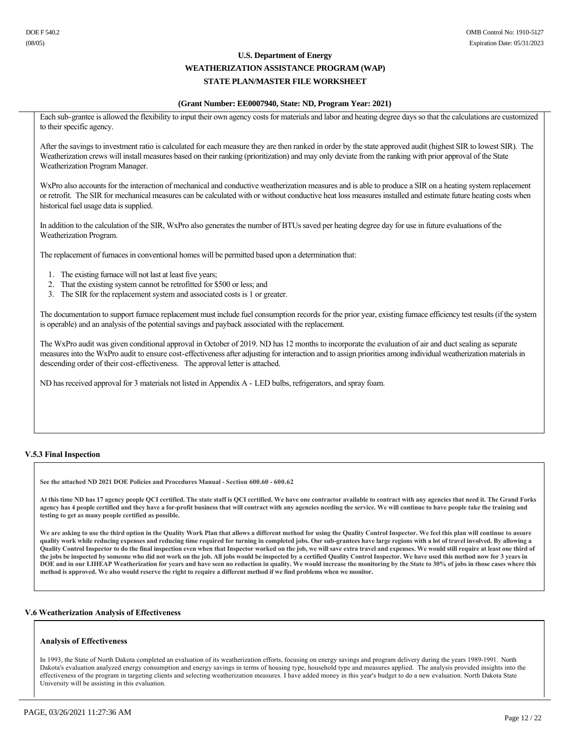Each sub-grantee is allowed the flexibility to input their own agency costs for materials and labor and heating degree days so that the calculations are customized to their specific agency.

After the savings to investment ratio is calculated for each measure they are then ranked in order by the state approved audit (highest SIR to lowest SIR). The Weatherization crews will install measures based on their ranking (prioritization) and may only deviate from the ranking with prior approval of the State Weatherization Program Manager.

WxPro also accounts for the interaction of mechanical and conductive weatherization measures and is able to produce a SIR on a heating system replacement or retrofit. The SIR for mechanical measures can be calculated with or without conductive heat loss measures installed and estimate future heating costs when historical fuel usage data is supplied.

In addition to the calculation of the SIR, WxPro also generates the number of BTUs saved per heating degree day for use in future evaluations of the Weatherization Program.

The replacement of furnaces in conventional homes will be permitted based upon a determination that:

1. The existing furnace will not last at least five years;
2. That the existing system cannot be retrofitted for $500 or less; and
3. The SIR for the replacement system and associated costs is 1 or greater.

The documentation to support furnace replacement must include fuel consumption records for the prior year, existing furnace efficiency test results (if the system is operable) and an analysis of the potential savings and payback associated with the replacement.

The WxPro audit was given conditional approval in October of 2019. ND has 12 months to incorporate the evaluation of air and duct sealing as separate measures into the WxPro audit to ensure cost-effectiveness after adjusting for interaction and to assign priorities among individual weatherization materials in descending order of their cost-effectiveness. The approval letter is attached.

ND has received approval for 3 materials not listed in Appendix A - LED bulbs, refrigerators, and spray foam.

### V.5.3 Final Inspection

**See the attached ND 2021 DOE Policies and Procedures Manual - Section 600.60 - 600.62**

**At this time ND has 17 agency people QCI certified. The state staff is QCI certified. We have one contractor available to contract with any agencies that need it. The Grand Forks agency has 4 people certified and they have a for-profit business that will contract with any agencies needing the service. We will continue to have people take the training and testing to get as many people certified as possible.**

**We are asking to use the third option in the Quality Work Plan that allows a different method for using the Quality Control Inspector. We feel this plan will continue to assure quality work while reducing expenses and reducing time required for turning in completed jobs. Our sub-grantees have large regions with a lot of travel involved. By allowing a Quality Control Inspector to do the final inspection even when that Inspector worked on the job, we will save extra travel and expenses. We would still require at least one third of the jobs be inspected by someone who did not work on the job. All jobs would be inspected by a certified Quality Control Inspector. We have used this method now for 3 years in DOE and in our LIHEAP Weatherization for years and have seen no reduction in quality. We would increase the monitoring by the State to 30% of jobs in those cases where this method is approved. We also would reserve the right to require a different method if we find problems when we monitor.**

### V.6 Weatherization Analysis of Effectiveness

**Analysis of Effectiveness**

In 1993, the State of North Dakota completed an evaluation of its weatherization efforts, focusing on energy savings and program delivery during the years 1989-1991. North Dakota's evaluation analyzed energy consumption and energy savings in terms of housing type, household type and measures applied. The analysis provided insights into the effectiveness of the program in targeting clients and selecting weatherization measures. I have added money in this year's budget to do a new evaluation. North Dakota State University will be assisting in this evaluation.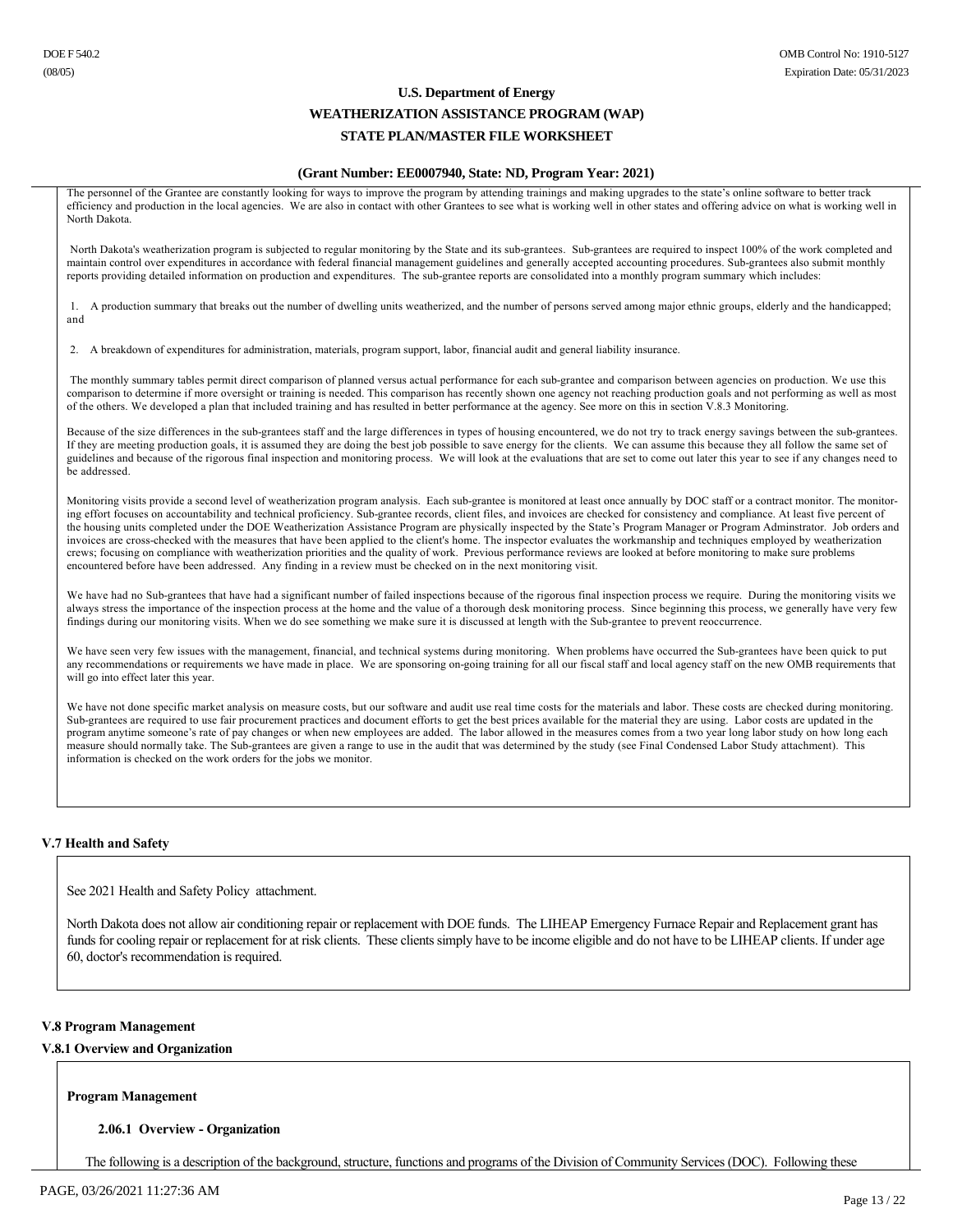The personnel of the Grantee are constantly looking for ways to improve the program by attending trainings and making upgrades to the state's online software to better track efficiency and production in the local agencies. We are also in contact with other Grantees to see what is working well in other states and offering advice on what is working well in North Dakota.

North Dakota's weatherization program is subjected to regular monitoring by the State and its sub-grantees. Sub-grantees are required to inspect 100% of the work completed and maintain control over expenditures in accordance with federal financial management guidelines and generally accepted accounting procedures. Sub-grantees also submit monthly reports providing detailed information on production and expenditures. The sub-grantee reports are consolidated into a monthly program summary which includes:

1. A production summary that breaks out the number of dwelling units weatherized, and the number of persons served among major ethnic groups, elderly and the handicapped; and

2. A breakdown of expenditures for administration, materials, program support, labor, financial audit and general liability insurance.

The monthly summary tables permit direct comparison of planned versus actual performance for each sub-grantee and comparison between agencies on production. We use this comparison to determine if more oversight or training is needed. This comparison has recently shown one agency not reaching production goals and not performing as well as most of the others. We developed a plan that included training and has resulted in better performance at the agency. See more on this in section V.8.3 Monitoring.

Because of the size differences in the sub-grantees staff and the large differences in types of housing encountered, we do not try to track energy savings between the sub-grantees. If they are meeting production goals, it is assumed they are doing the best job possible to save energy for the clients. We can assume this because they all follow the same set of guidelines and because of the rigorous final inspection and monitoring process. We will look at the evaluations that are set to come out later this year to see if any changes need to be addressed.

Monitoring visits provide a second level of weatherization program analysis. Each sub-grantee is monitored at least once annually by DOC staff or a contract monitor. The monitoring effort focuses on accountability and technical proficiency. Sub-grantee records, client files, and invoices are checked for consistency and compliance. At least five percent of the housing units completed under the DOE Weatherization Assistance Program are physically inspected by the State's Program Manager or Program Adminstrator. Job orders and invoices are cross-checked with the measures that have been applied to the client's home. The inspector evaluates the workmanship and techniques employed by weatherization crews; focusing on compliance with weatherization priorities and the quality of work. Previous performance reviews are looked at before monitoring to make sure problems encountered before have been addressed. Any finding in a review must be checked on in the next monitoring visit.

We have had no Sub-grantees that have had a significant number of failed inspections because of the rigorous final inspection process we require. During the monitoring visits we always stress the importance of the inspection process at the home and the value of a thorough desk monitoring process. Since beginning this process, we generally have very few findings during our monitoring visits. When we do see something we make sure it is discussed at length with the Sub-grantee to prevent reoccurrence.

We have seen very few issues with the management, financial, and technical systems during monitoring. When problems have occurred the Sub-grantees have been quick to put any recommendations or requirements we have made in place. We are sponsoring on-going training for all our fiscal staff and local agency staff on the new OMB requirements that will go into effect later this year.

We have not done specific market analysis on measure costs, but our software and audit use real time costs for the materials and labor. These costs are checked during monitoring. Sub-grantees are required to use fair procurement practices and document efforts to get the best prices available for the material they are using. Labor costs are updated in the program anytime someone's rate of pay changes or when new employees are added. The labor allowed in the measures comes from a two year long labor study on how long each measure should normally take. The Sub-grantees are given a range to use in the audit that was determined by the study (see Final Condensed Labor Study attachment). This information is checked on the work orders for the jobs we monitor.

## V.7 Health and Safety

See 2021 Health and Safety Policy attachment.

North Dakota does not allow air conditioning repair or replacement with DOE funds. The LIHEAP Emergency Furnace Repair and Replacement grant has funds for cooling repair or replacement for at risk clients. These clients simply have to be income eligible and do not have to be LIHEAP clients. If under age 60, doctor's recommendation is required.

## V.8 Program Management

### V.8.1 Overview and Organization

**Program Management**

**2.06.1 Overview - Organization**

The following is a description of the background, structure, functions and programs of the Division of Community Services (DOC). Following these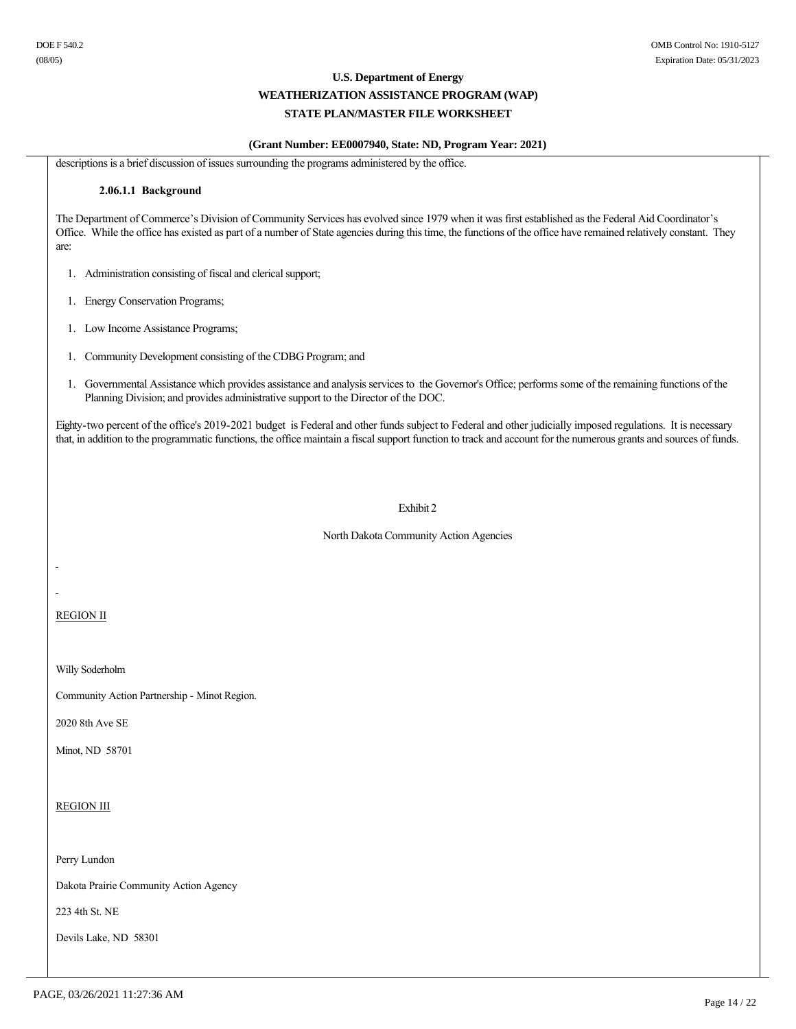descriptions is a brief discussion of issues surrounding the programs administered by the office.

#### 2.06.1.1 Background

The Department of Commerce's Division of Community Services has evolved since 1979 when it was first established as the Federal Aid Coordinator's Office. While the office has existed as part of a number of State agencies during this time, the functions of the office have remained relatively constant. They are:

1. Administration consisting of fiscal and clerical support;
1. Energy Conservation Programs;
1. Low Income Assistance Programs;
1. Community Development consisting of the CDBG Program; and
1. Governmental Assistance which provides assistance and analysis services to the Governor's Office; performs some of the remaining functions of the Planning Division; and provides administrative support to the Director of the DOC.

Eighty-two percent of the office's 2019-2021 budget is Federal and other funds subject to Federal and other judicially imposed regulations. It is necessary that, in addition to the programmatic functions, the office maintain a fiscal support function to track and account for the numerous grants and sources of funds.

Exhibit 2

North Dakota Community Action Agencies

REGION II

Willy Soderholm

Community Action Partnership - Minot Region.

2020 8th Ave SE

Minot, ND 58701

REGION III

Perry Lundon

Dakota Prairie Community Action Agency

223 4th St. NE

Devils Lake, ND 58301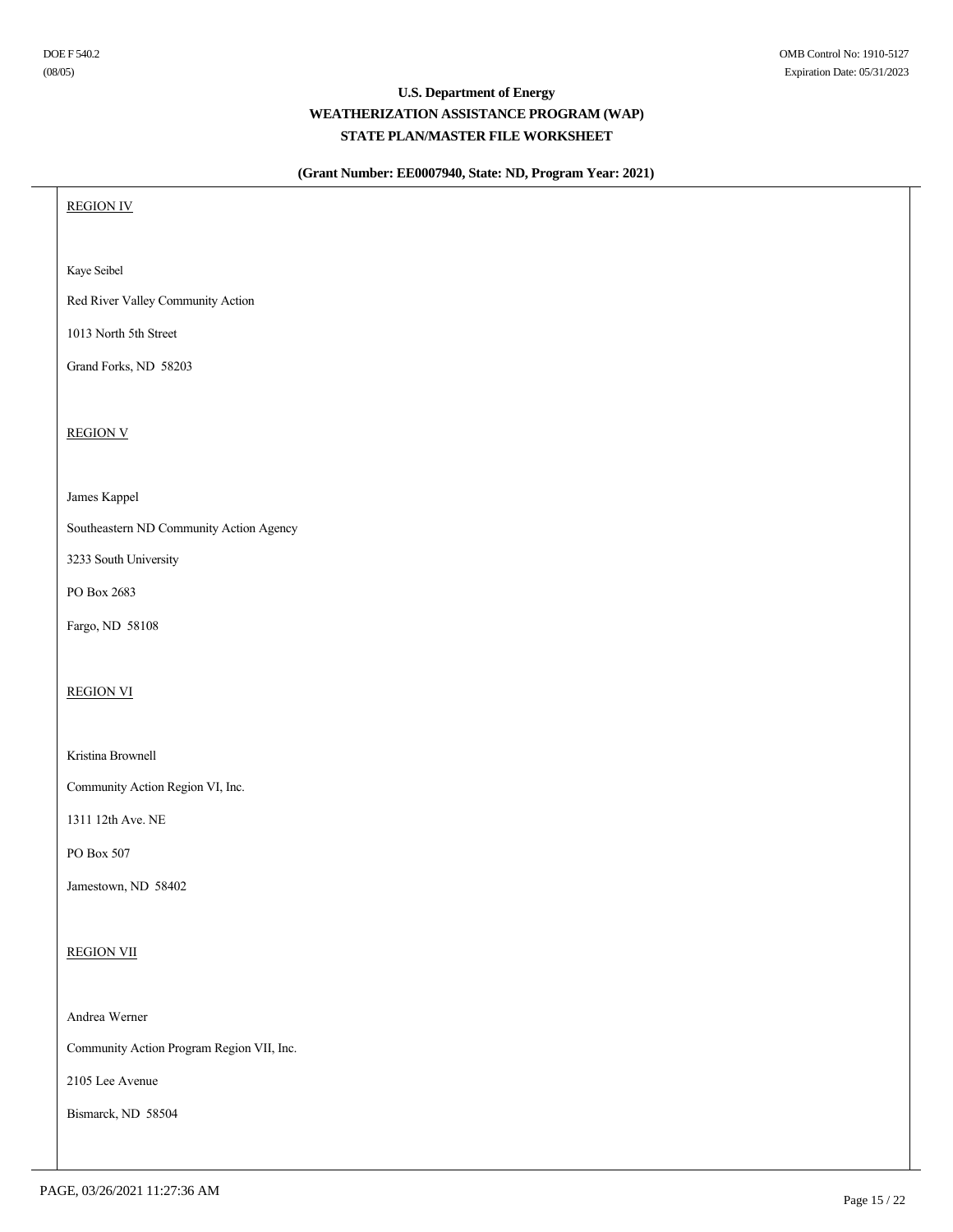REGION IV

Kaye Seibel

Red River Valley Community Action

1013 North 5th Street

Grand Forks, ND  58203

REGION V

James Kappel

Southeastern ND Community Action Agency

3233 South University

PO Box 2683

Fargo, ND  58108

REGION VI

Kristina Brownell

Community Action Region VI, Inc.

1311 12th Ave. NE

PO Box 507

Jamestown, ND  58402

REGION VII

Andrea Werner

Community Action Program Region VII, Inc.

2105 Lee Avenue

Bismarck, ND  58504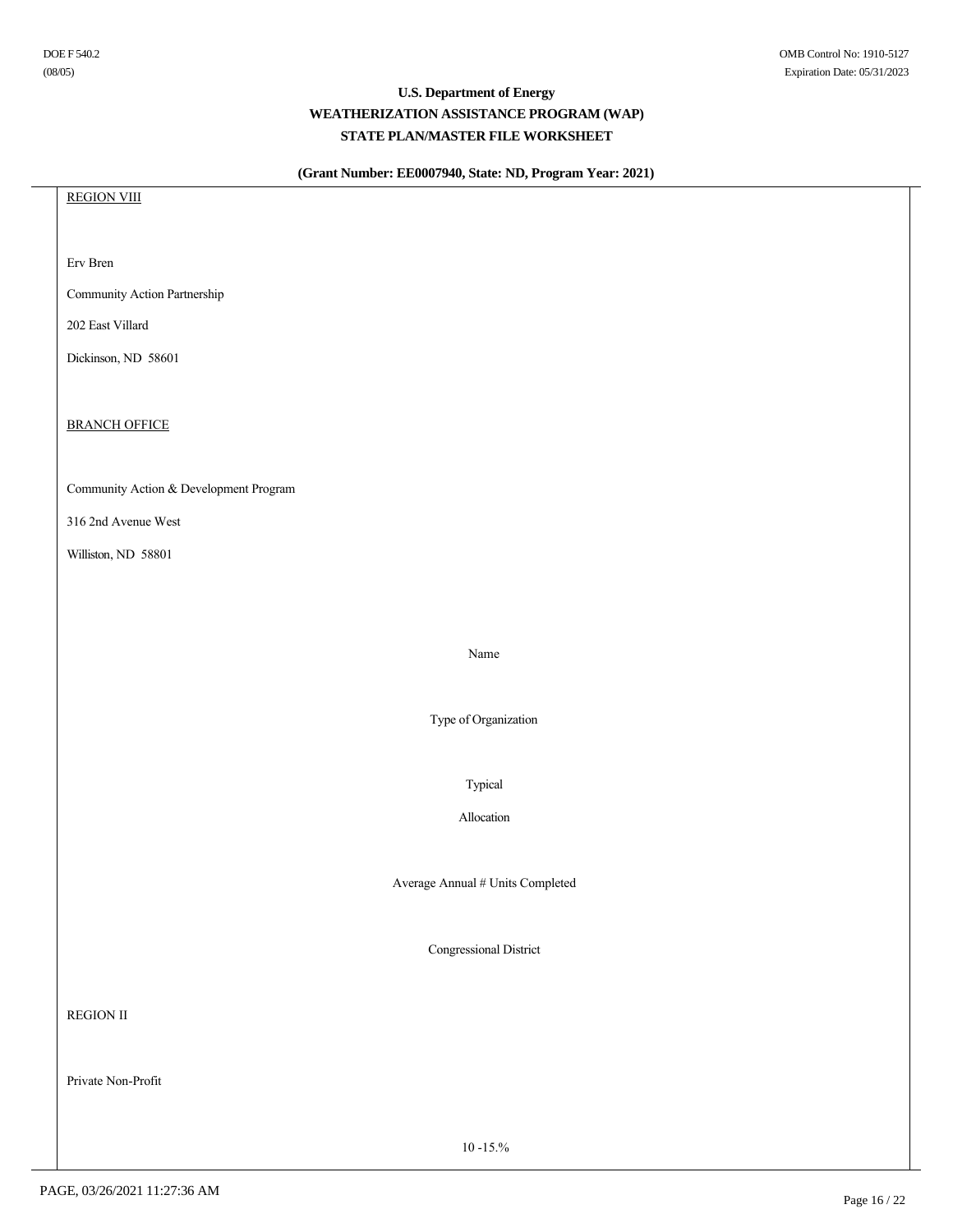<u>REGION VIII</u>

Erv Bren

Community Action Partnership

202 East Villard

Dickinson, ND  58601

<u>BRANCH OFFICE</u>

Community Action & Development Program

316 2nd Avenue West

Williston, ND  58801

Name

Type of Organization

Typical

Allocation

Average Annual # Units Completed

Congressional District

REGION II

Private Non-Profit

10 -15.%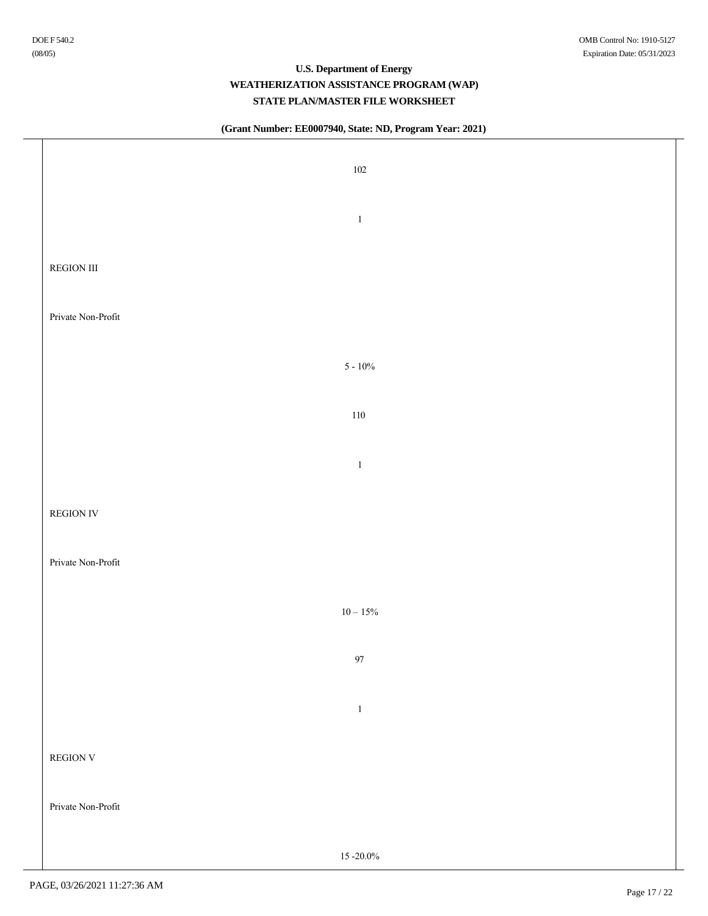102

1

REGION III

Private Non-Profit

5 - 10%

110

1

REGION IV

Private Non-Profit

10 – 15%

97

1

REGION V

Private Non-Profit

15 -20.0%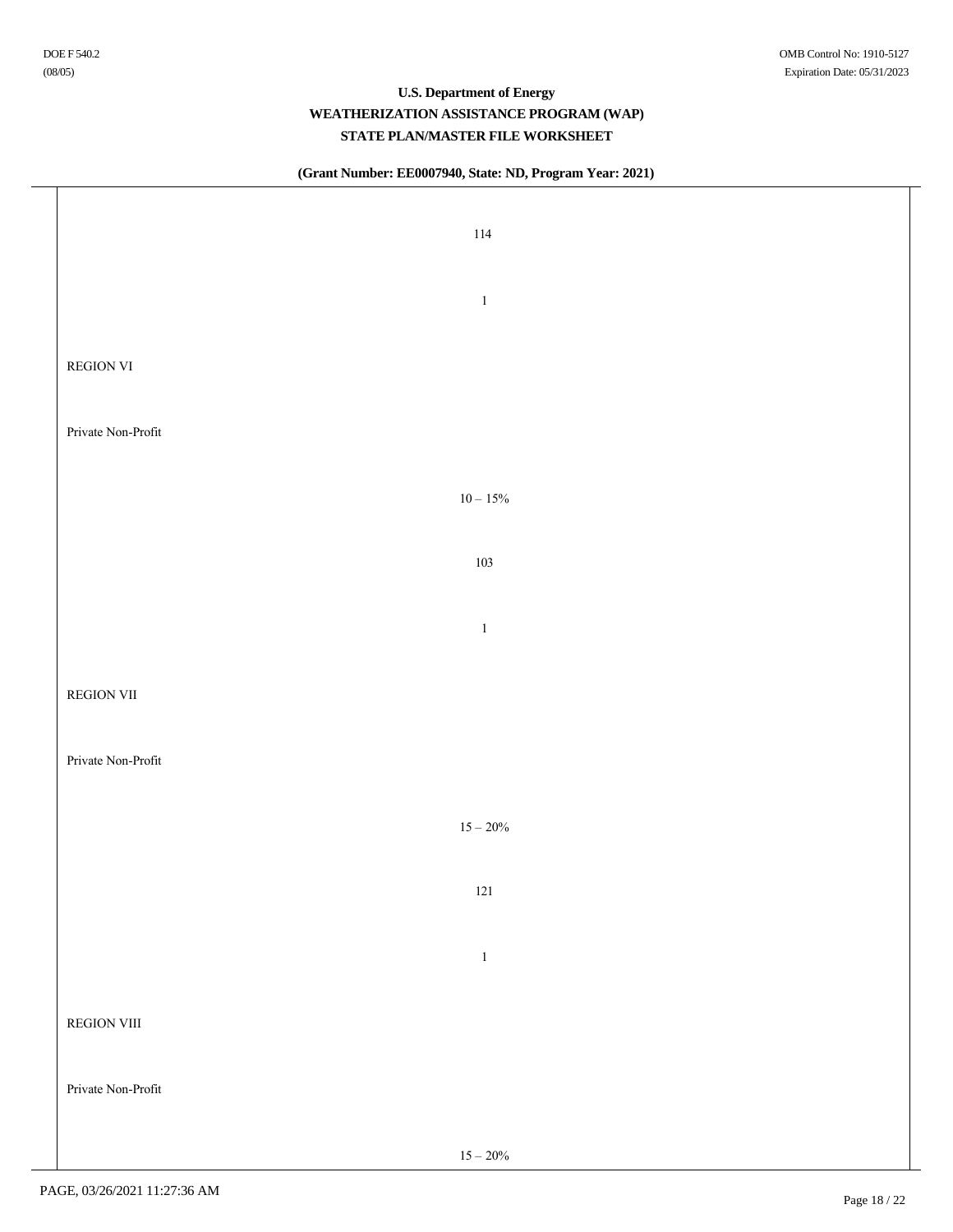114

1

REGION VI

Private Non-Profit

10 – 15%

103

1

REGION VII

Private Non-Profit

15 – 20%

121

1

REGION VIII

Private Non-Profit

15 – 20%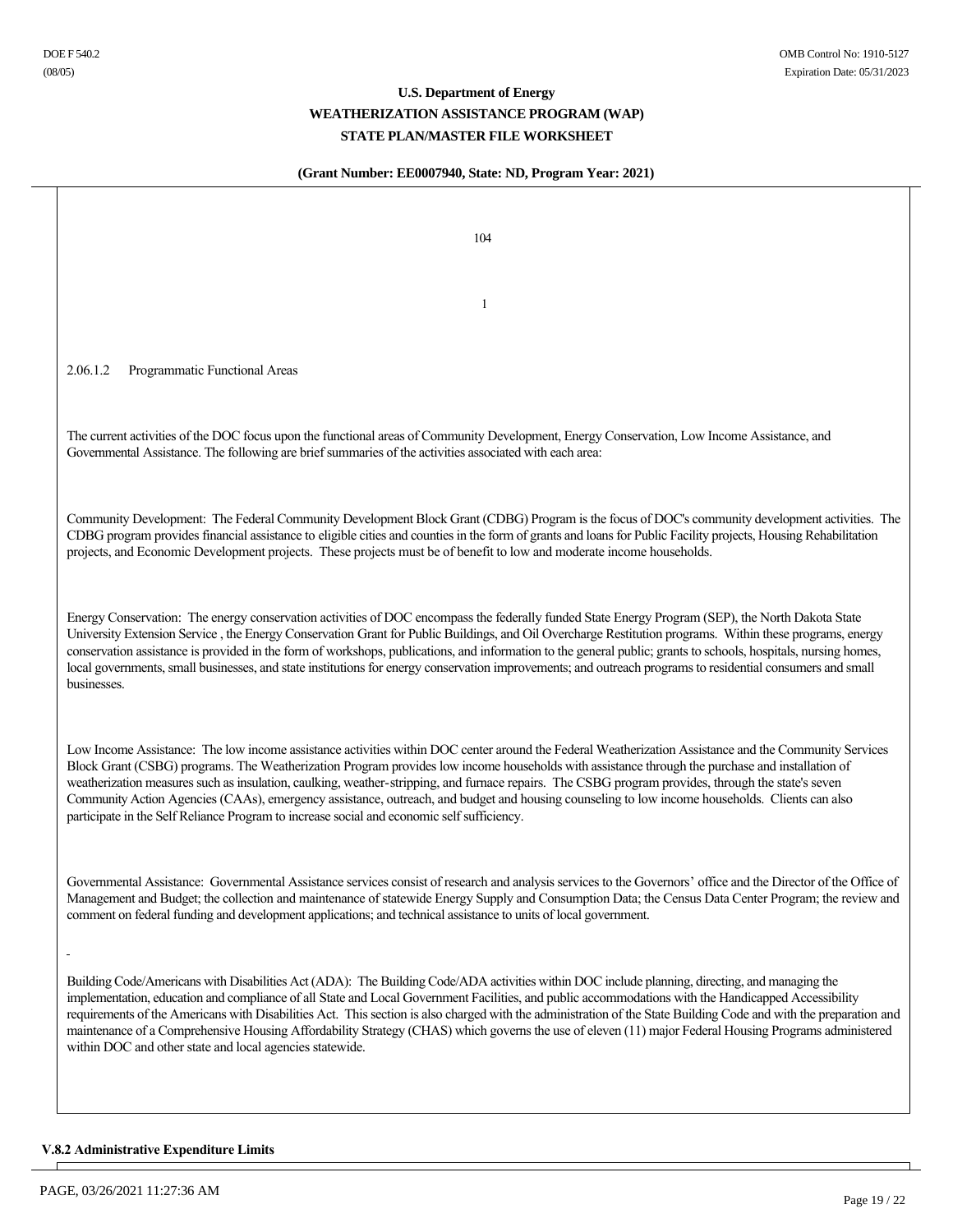104

1

2.06.1.2 Programmatic Functional Areas

The current activities of the DOC focus upon the functional areas of Community Development, Energy Conservation, Low Income Assistance, and Governmental Assistance. The following are brief summaries of the activities associated with each area:

Community Development: The Federal Community Development Block Grant (CDBG) Program is the focus of DOC's community development activities. The CDBG program provides financial assistance to eligible cities and counties in the form of grants and loans for Public Facility projects, Housing Rehabilitation projects, and Economic Development projects. These projects must be of benefit to low and moderate income households.

Energy Conservation: The energy conservation activities of DOC encompass the federally funded State Energy Program (SEP), the North Dakota State University Extension Service , the Energy Conservation Grant for Public Buildings, and Oil Overcharge Restitution programs. Within these programs, energy conservation assistance is provided in the form of workshops, publications, and information to the general public; grants to schools, hospitals, nursing homes, local governments, small businesses, and state institutions for energy conservation improvements; and outreach programs to residential consumers and small businesses.

Low Income Assistance: The low income assistance activities within DOC center around the Federal Weatherization Assistance and the Community Services Block Grant (CSBG) programs. The Weatherization Program provides low income households with assistance through the purchase and installation of weatherization measures such as insulation, caulking, weather-stripping, and furnace repairs. The CSBG program provides, through the state's seven Community Action Agencies (CAAs), emergency assistance, outreach, and budget and housing counseling to low income households. Clients can also participate in the Self Reliance Program to increase social and economic self sufficiency.

Governmental Assistance: Governmental Assistance services consist of research and analysis services to the Governors' office and the Director of the Office of Management and Budget; the collection and maintenance of statewide Energy Supply and Consumption Data; the Census Data Center Program; the review and comment on federal funding and development applications; and technical assistance to units of local government.

Building Code/Americans with Disabilities Act (ADA): The Building Code/ADA activities within DOC include planning, directing, and managing the implementation, education and compliance of all State and Local Government Facilities, and public accommodations with the Handicapped Accessibility requirements of the Americans with Disabilities Act. This section is also charged with the administration of the State Building Code and with the preparation and maintenance of a Comprehensive Housing Affordability Strategy (CHAS) which governs the use of eleven (11) major Federal Housing Programs administered within DOC and other state and local agencies statewide.

**V.8.2 Administrative Expenditure Limits**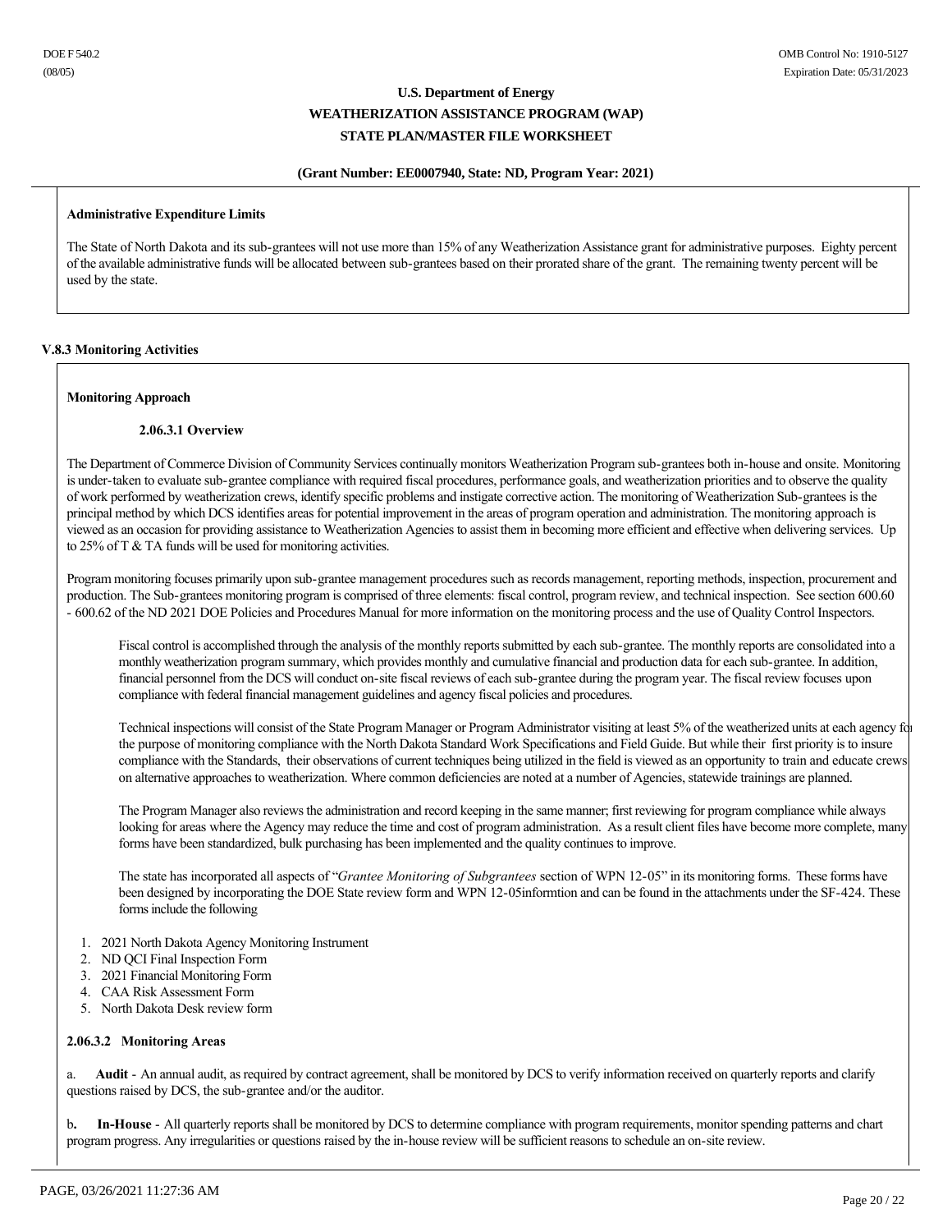**Administrative Expenditure Limits**

The State of North Dakota and its sub-grantees will not use more than 15% of any Weatherization Assistance grant for administrative purposes. Eighty percent of the available administrative funds will be allocated between sub-grantees based on their prorated share of the grant. The remaining twenty percent will be used by the state.

### V.8.3 Monitoring Activities

**Monitoring Approach**

**2.06.3.1 Overview**

The Department of Commerce Division of Community Services continually monitors Weatherization Program sub-grantees both in-house and onsite. Monitoring is under-taken to evaluate sub-grantee compliance with required fiscal procedures, performance goals, and weatherization priorities and to observe the quality of work performed by weatherization crews, identify specific problems and instigate corrective action. The monitoring of Weatherization Sub-grantees is the principal method by which DCS identifies areas for potential improvement in the areas of program operation and administration. The monitoring approach is viewed as an occasion for providing assistance to Weatherization Agencies to assist them in becoming more efficient and effective when delivering services. Up to 25% of T & TA funds will be used for monitoring activities.

Program monitoring focuses primarily upon sub-grantee management procedures such as records management, reporting methods, inspection, procurement and production. The Sub-grantees monitoring program is comprised of three elements: fiscal control, program review, and technical inspection. See section 600.60 - 600.62 of the ND 2021 DOE Policies and Procedures Manual for more information on the monitoring process and the use of Quality Control Inspectors.

Fiscal control is accomplished through the analysis of the monthly reports submitted by each sub-grantee. The monthly reports are consolidated into a monthly weatherization program summary, which provides monthly and cumulative financial and production data for each sub-grantee. In addition, financial personnel from the DCS will conduct on-site fiscal reviews of each sub-grantee during the program year. The fiscal review focuses upon compliance with federal financial management guidelines and agency fiscal policies and procedures.

Technical inspections will consist of the State Program Manager or Program Administrator visiting at least 5% of the weatherized units at each agency for the purpose of monitoring compliance with the North Dakota Standard Work Specifications and Field Guide. But while their first priority is to insure compliance with the Standards, their observations of current techniques being utilized in the field is viewed as an opportunity to train and educate crews on alternative approaches to weatherization. Where common deficiencies are noted at a number of Agencies, statewide trainings are planned.

The Program Manager also reviews the administration and record keeping in the same manner; first reviewing for program compliance while always looking for areas where the Agency may reduce the time and cost of program administration. As a result client files have become more complete, many forms have been standardized, bulk purchasing has been implemented and the quality continues to improve.

The state has incorporated all aspects of "*Grantee Monitoring of Subgrantees* section of WPN 12-05" in its monitoring forms. These forms have been designed by incorporating the DOE State review form and WPN 12-05informtion and can be found in the attachments under the SF-424. These forms include the following

1. 2021 North Dakota Agency Monitoring Instrument
2. ND QCI Final Inspection Form
3. 2021 Financial Monitoring Form
4. CAA Risk Assessment Form
5. North Dakota Desk review form

**2.06.3.2 Monitoring Areas**

a. **Audit** - An annual audit, as required by contract agreement, shall be monitored by DCS to verify information received on quarterly reports and clarify questions raised by DCS, the sub-grantee and/or the auditor.

b**.** **In-House** - All quarterly reports shall be monitored by DCS to determine compliance with program requirements, monitor spending patterns and chart program progress. Any irregularities or questions raised by the in-house review will be sufficient reasons to schedule an on-site review.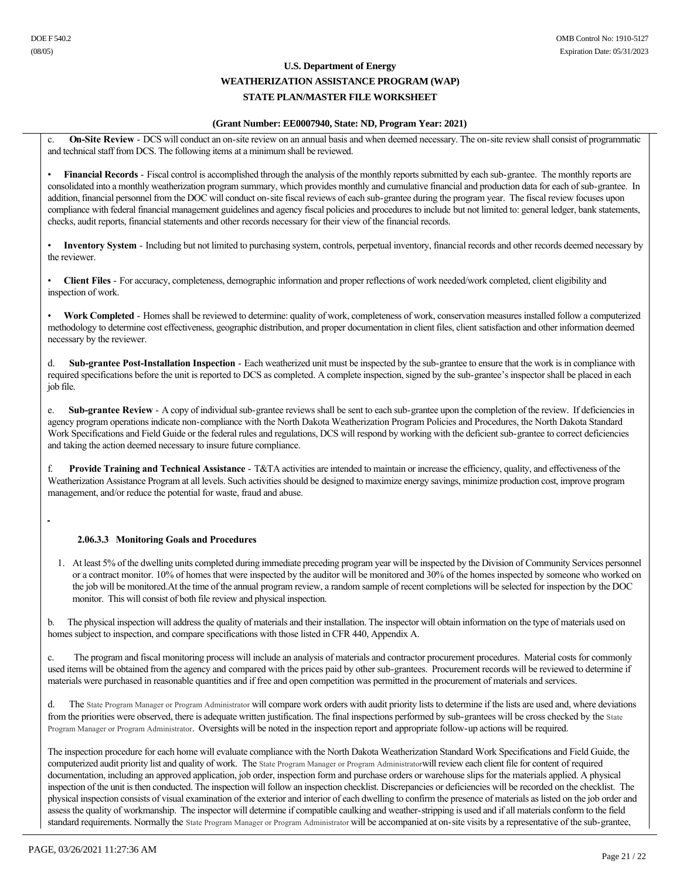c. **On-Site Review** - DCS will conduct an on-site review on an annual basis and when deemed necessary. The on-site review shall consist of programmatic and technical staff from DCS. The following items at a minimum shall be reviewed.

• **Financial Records** - Fiscal control is accomplished through the analysis of the monthly reports submitted by each sub-grantee. The monthly reports are consolidated into a monthly weatherization program summary, which provides monthly and cumulative financial and production data for each of sub-grantee. In addition, financial personnel from the DOC will conduct on-site fiscal reviews of each sub-grantee during the program year. The fiscal review focuses upon compliance with federal financial management guidelines and agency fiscal policies and procedures to include but not limited to: general ledger, bank statements, checks, audit reports, financial statements and other records necessary for their view of the financial records.

• **Inventory System** - Including but not limited to purchasing system, controls, perpetual inventory, financial records and other records deemed necessary by the reviewer.

• **Client Files** - For accuracy, completeness, demographic information and proper reflections of work needed/work completed, client eligibility and inspection of work.

• **Work Completed** - Homes shall be reviewed to determine: quality of work, completeness of work, conservation measures installed follow a computerized methodology to determine cost effectiveness, geographic distribution, and proper documentation in client files, client satisfaction and other information deemed necessary by the reviewer.

d. **Sub-grantee Post-Installation Inspection** - Each weatherized unit must be inspected by the sub-grantee to ensure that the work is in compliance with required specifications before the unit is reported to DCS as completed. A complete inspection, signed by the sub-grantee's inspector shall be placed in each job file.

e. **Sub-grantee Review** - A copy of individual sub-grantee reviews shall be sent to each sub-grantee upon the completion of the review. If deficiencies in agency program operations indicate non-compliance with the North Dakota Weatherization Program Policies and Procedures, the North Dakota Standard Work Specifications and Field Guide or the federal rules and regulations, DCS will respond by working with the deficient sub-grantee to correct deficiencies and taking the action deemed necessary to insure future compliance.

f. **Provide Training and Technical Assistance** - T&TA activities are intended to maintain or increase the efficiency, quality, and effectiveness of the Weatherization Assistance Program at all levels. Such activities should be designed to maximize energy savings, minimize production cost, improve program management, and/or reduce the potential for waste, fraud and abuse.

### 2.06.3.3 Monitoring Goals and Procedures

1. At least 5% of the dwelling units completed during immediate preceding program year will be inspected by the Division of Community Services personnel or a contract monitor. 10% of homes that were inspected by the auditor will be monitored and 30% of the homes inspected by someone who worked on the job will be monitored.At the time of the annual program review, a random sample of recent completions will be selected for inspection by the DOC monitor. This will consist of both file review and physical inspection.

b. The physical inspection will address the quality of materials and their installation. The inspector will obtain information on the type of materials used on homes subject to inspection, and compare specifications with those listed in CFR 440, Appendix A.

c. The program and fiscal monitoring process will include an analysis of materials and contractor procurement procedures. Material costs for commonly used items will be obtained from the agency and compared with the prices paid by other sub-grantees. Procurement records will be reviewed to determine if materials were purchased in reasonable quantities and if free and open competition was permitted in the procurement of materials and services.

d. The State Program Manager or Program Administrator will compare work orders with audit priority lists to determine if the lists are used and, where deviations from the priorities were observed, there is adequate written justification. The final inspections performed by sub-grantees will be cross checked by the State Program Manager or Program Administrator. Oversights will be noted in the inspection report and appropriate follow-up actions will be required.

The inspection procedure for each home will evaluate compliance with the North Dakota Weatherization Standard Work Specifications and Field Guide, the computerized audit priority list and quality of work. The State Program Manager or Program Administratorwill review each client file for content of required documentation, including an approved application, job order, inspection form and purchase orders or warehouse slips for the materials applied. A physical inspection of the unit is then conducted. The inspection will follow an inspection checklist. Discrepancies or deficiencies will be recorded on the checklist. The physical inspection consists of visual examination of the exterior and interior of each dwelling to confirm the presence of materials as listed on the job order and assess the quality of workmanship. The inspector will determine if compatible caulking and weather-stripping is used and if all materials conform to the field standard requirements. Normally the State Program Manager or Program Administrator will be accompanied at on-site visits by a representative of the sub-grantee,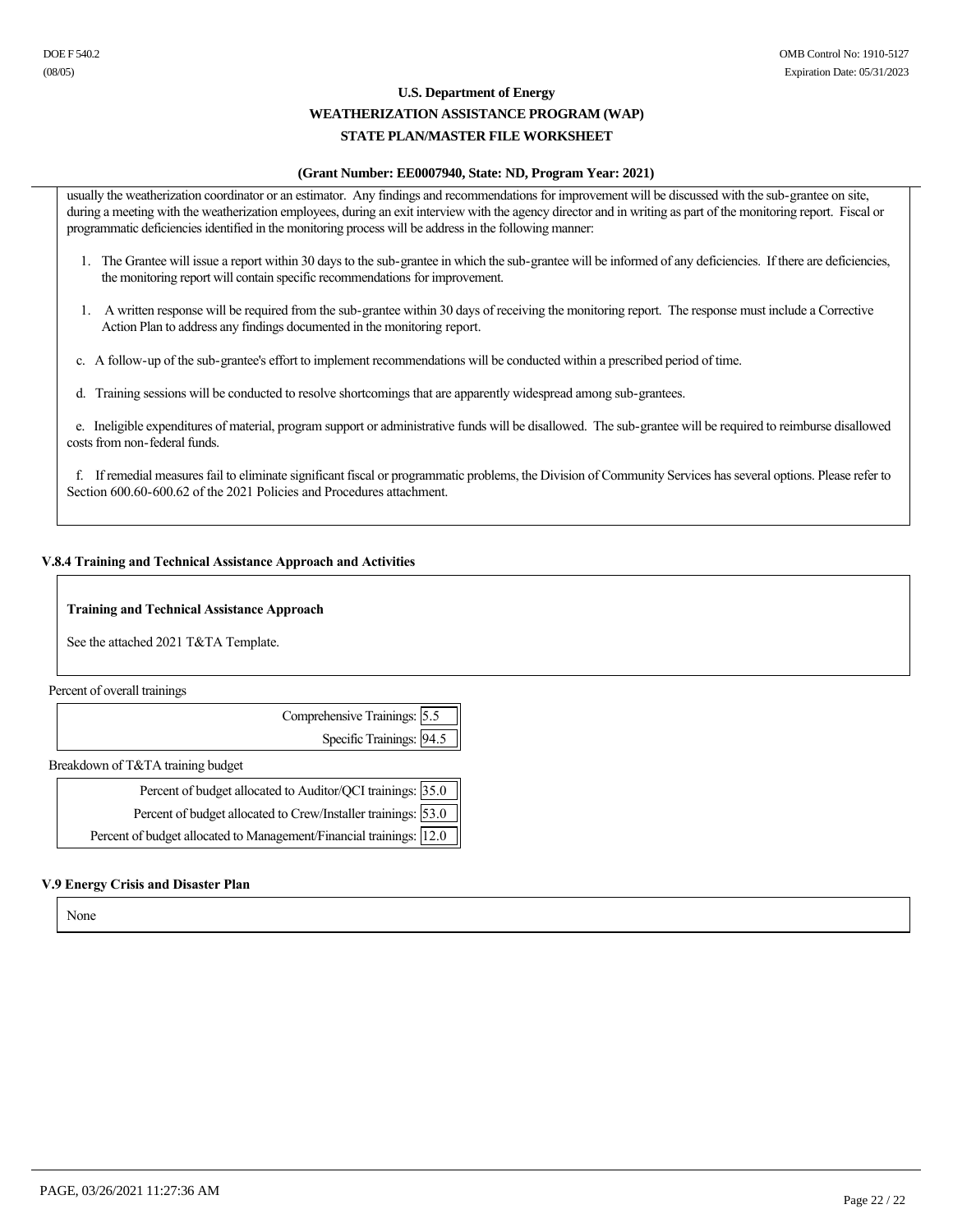usually the weatherization coordinator or an estimator. Any findings and recommendations for improvement will be discussed with the sub-grantee on site, during a meeting with the weatherization employees, during an exit interview with the agency director and in writing as part of the monitoring report. Fiscal or programmatic deficiencies identified in the monitoring process will be address in the following manner:

1. The Grantee will issue a report within 30 days to the sub-grantee in which the sub-grantee will be informed of any deficiencies. If there are deficiencies, the monitoring report will contain specific recommendations for improvement.

1. A written response will be required from the sub-grantee within 30 days of receiving the monitoring report. The response must include a Corrective Action Plan to address any findings documented in the monitoring report.

c. A follow-up of the sub-grantee's effort to implement recommendations will be conducted within a prescribed period of time.

d. Training sessions will be conducted to resolve shortcomings that are apparently widespread among sub-grantees.

e. Ineligible expenditures of material, program support or administrative funds will be disallowed. The sub-grantee will be required to reimburse disallowed costs from non-federal funds.

f. If remedial measures fail to eliminate significant fiscal or programmatic problems, the Division of Community Services has several options. Please refer to Section 600.60-600.62 of the 2021 Policies and Procedures attachment.

### V.8.4 Training and Technical Assistance Approach and Activities

**Training and Technical Assistance Approach**

See the attached 2021 T&TA Template.

Percent of overall trainings

| | |
|---|---|
| Comprehensive Trainings: | 5.5 |
| Specific Trainings: | 94.5 |

Breakdown of T&TA training budget

| | |
|---|---|
| Percent of budget allocated to Auditor/QCI trainings: | 35.0 |
| Percent of budget allocated to Crew/Installer trainings: | 53.0 |
| Percent of budget allocated to Management/Financial trainings: | 12.0 |

### V.9 Energy Crisis and Disaster Plan

None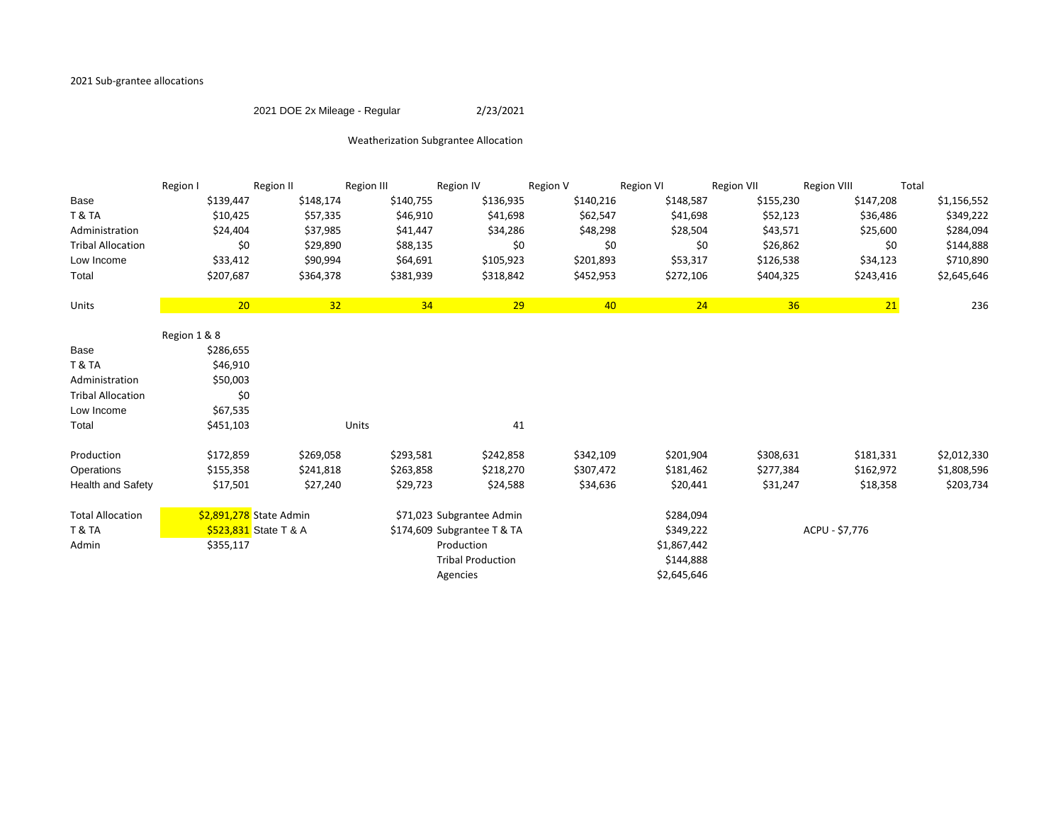2021 Sub-grantee allocations

2021 DOE 2x Mileage - Regular 2/23/2021

Weatherization Subgrantee Allocation

| | Region I | Region II | Region III | Region IV | Region V | Region VI | Region VII | Region VIII | Total |
|---|---|---|---|---|---|---|---|---|---|
| Base | $139,447 | $148,174 | $140,755 | $136,935 | $140,216 | $148,587 | $155,230 | $147,208 | $1,156,552 |
| T & TA | $10,425 | $57,335 | $46,910 | $41,698 | $62,547 | $41,698 | $52,123 | $36,486 | $349,222 |
| Administration | $24,404 | $37,985 | $41,447 | $34,286 | $48,298 | $28,504 | $43,571 | $25,600 | $284,094 |
| Tribal Allocation | $0 | $29,890 | $88,135 | $0 | $0 | $0 | $26,862 | $0 | $144,888 |
| Low Income | $33,412 | $90,994 | $64,691 | $105,923 | $201,893 | $53,317 | $126,538 | $34,123 | $710,890 |
| Total | $207,687 | $364,378 | $381,939 | $318,842 | $452,953 | $272,106 | $404,325 | $243,416 | $2,645,646 |
| | | | | | | | | | |
| Units | 20 | 32 | 34 | 29 | 40 | 24 | 36 | 21 | 236 |

| | Region 1 & 8 | | | |
|---|---|---|---|---|
| Base | $286,655 | | | |
| T & TA | $46,910 | | | |
| Administration | $50,003 | | | |
| Tribal Allocation | $0 | | | |
| Low Income | $67,535 | | | |
| Total | $451,103 | | Units | 41 |

| | Region I | Region II | Region III | Region IV | Region V | Region VI | Region VII | Region VIII | Total |
|---|---|---|---|---|---|---|---|---|---|
| Production | $172,859 | $269,058 | $293,581 | $242,858 | $342,109 | $201,904 | $308,631 | $181,331 | $2,012,330 |
| Operations | $155,358 | $241,818 | $263,858 | $218,270 | $307,472 | $181,462 | $277,384 | $162,972 | $1,808,596 |
| Health and Safety | $17,501 | $27,240 | $29,723 | $24,588 | $34,636 | $20,441 | $31,247 | $18,358 | $203,734 |

| | | | | | | |
|---|---|---|---|---|---|---|
| Total Allocation | $2,891,278 | State Admin | $71,023 | Subgrantee Admin | $284,094 | |
| T & TA | $523,831 | State T & A | $174,609 | Subgrantee T & TA | $349,222 | ACPU - $7,776 |
| Admin | $355,117 | | | Production | $1,867,442 | |
| | | | | Tribal Production | $144,888 | |
| | | | | Agencies | $2,645,646 | |